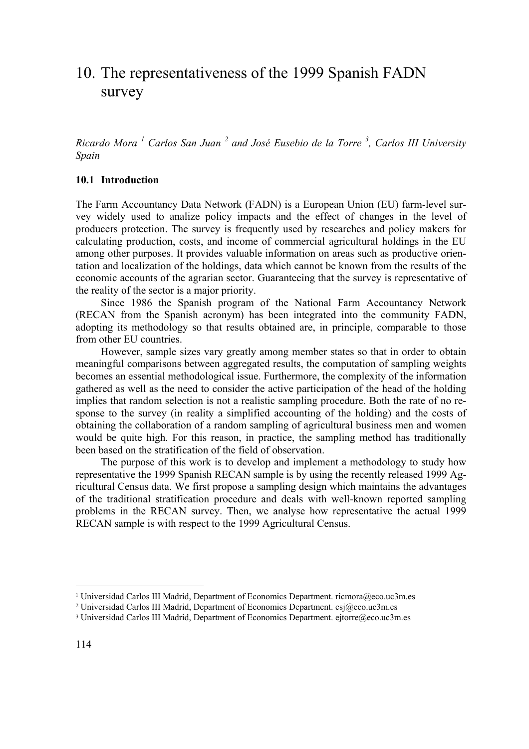# 10. The representativeness of the 1999 Spanish FADN survey

*Ricardo Mora [1] Carlos San Juan [2] and José Eusebio de la Torre [3], Carlos III University Spain*

### 10.1 Introduction

The Farm Accountancy Data Network (FADN) is a European Union (EU) farm-level survey widely used to analize policy impacts and the effect of changes in the level of producers protection. The survey is frequently used by researches and policy makers for calculating production, costs, and income of commercial agricultural holdings in the EU among other purposes. It provides valuable information on areas such as productive orientation and localization of the holdings, data which cannot be known from the results of the economic accounts of the agrarian sector. Guaranteeing that the survey is representative of the reality of the sector is a major priority.

Since 1986 the Spanish program of the National Farm Accountancy Network (RECAN from the Spanish acronym) has been integrated into the community FADN, adopting its methodology so that results obtained are, in principle, comparable to those from other EU countries.

However, sample sizes vary greatly among member states so that in order to obtain meaningful comparisons between aggregated results, the computation of sampling weights becomes an essential methodological issue. Furthermore, the complexity of the information gathered as well as the need to consider the active participation of the head of the holding implies that random selection is not a realistic sampling procedure. Both the rate of no response to the survey (in reality a simplified accounting of the holding) and the costs of obtaining the collaboration of a random sampling of agricultural business men and women would be quite high. For this reason, in practice, the sampling method has traditionally been based on the stratification of the field of observation.

The purpose of this work is to develop and implement a methodology to study how representative the 1999 Spanish RECAN sample is by using the recently released 1999 Agricultural Census data. We first propose a sampling design which maintains the advantages of the traditional stratification procedure and deals with well-known reported sampling problems in the RECAN survey. Then, we analyse how representative the actual 1999 RECAN sample is with respect to the 1999 Agricultural Census.

---

[1] Universidad Carlos III Madrid, Department of Economics Department. ricmora@eco.uc3m.es

[2] Universidad Carlos III Madrid, Department of Economics Department. csj@eco.uc3m.es

[3] Universidad Carlos III Madrid, Department of Economics Department. ejtorre@eco.uc3m.es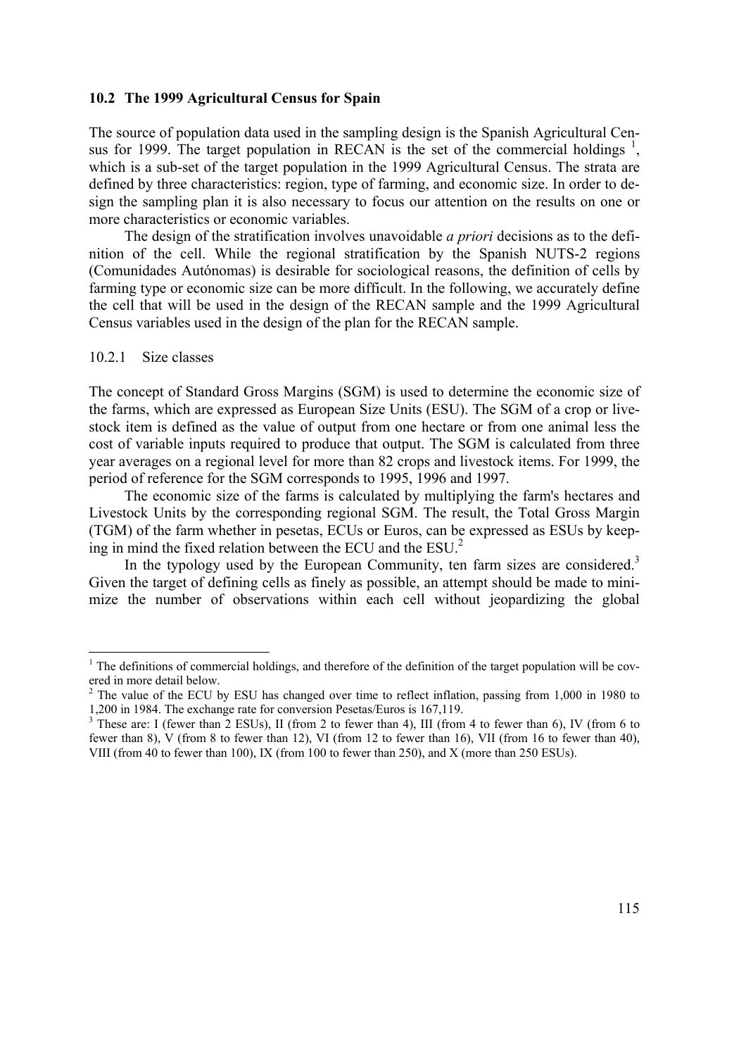## 10.2 The 1999 Agricultural Census for Spain

The source of population data used in the sampling design is the Spanish Agricultural Census for 1999. The target population in RECAN is the set of the commercial holdings [1], which is a sub-set of the target population in the 1999 Agricultural Census. The strata are defined by three characteristics: region, type of farming, and economic size. In order to design the sampling plan it is also necessary to focus our attention on the results on one or more characteristics or economic variables.

The design of the stratification involves unavoidable *a priori* decisions as to the definition of the cell. While the regional stratification by the Spanish NUTS-2 regions (Comunidades Autónomas) is desirable for sociological reasons, the definition of cells by farming type or economic size can be more difficult. In the following, we accurately define the cell that will be used in the design of the RECAN sample and the 1999 Agricultural Census variables used in the design of the plan for the RECAN sample.

### 10.2.1 Size classes

The concept of Standard Gross Margins (SGM) is used to determine the economic size of the farms, which are expressed as European Size Units (ESU). The SGM of a crop or livestock item is defined as the value of output from one hectare or from one animal less the cost of variable inputs required to produce that output. The SGM is calculated from three year averages on a regional level for more than 82 crops and livestock items. For 1999, the period of reference for the SGM corresponds to 1995, 1996 and 1997.

The economic size of the farms is calculated by multiplying the farm's hectares and Livestock Units by the corresponding regional SGM. The result, the Total Gross Margin (TGM) of the farm whether in pesetas, ECUs or Euros, can be expressed as ESUs by keeping in mind the fixed relation between the ECU and the ESU.[2]

In the typology used by the European Community, ten farm sizes are considered.[3] Given the target of defining cells as finely as possible, an attempt should be made to minimize the number of observations within each cell without jeopardizing the global

---

[1] The definitions of commercial holdings, and therefore of the definition of the target population will be covered in more detail below.

[2] The value of the ECU by ESU has changed over time to reflect inflation, passing from 1,000 in 1980 to 1,200 in 1984. The exchange rate for conversion Pesetas/Euros is 167,119.

[3] These are: I (fewer than 2 ESUs), II (from 2 to fewer than 4), III (from 4 to fewer than 6), IV (from 6 to fewer than 8), V (from 8 to fewer than 12), VI (from 12 to fewer than 16), VII (from 16 to fewer than 40), VIII (from 40 to fewer than 100), IX (from 100 to fewer than 250), and X (more than 250 ESUs).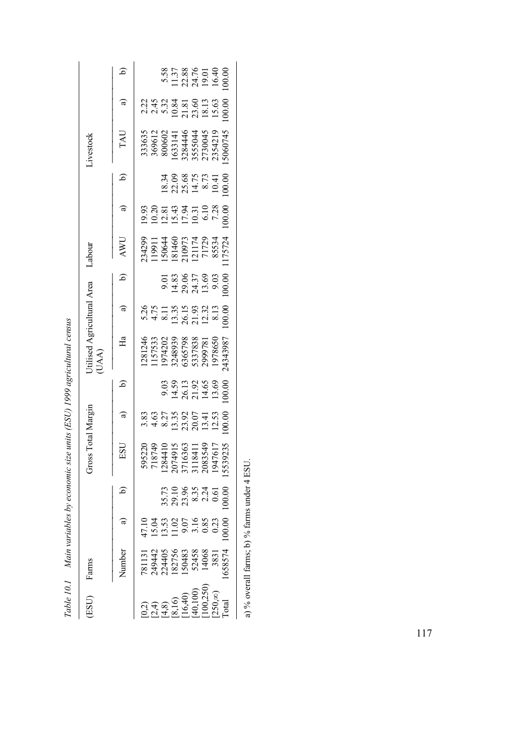*Table 10.1 Main variables by economic size units (ESU) 1999 agricultural census*

| (ESU) | Farms | | | Gross Total Margin | | | Utilised Agricultural Area (UAA) | | | Labour | | | Livestock | | |
|---|---|---|---|---|---|---|---|---|---|---|---|---|---|---|---|
| | Number | a) | b) | ESU | a) | b) | Ha | a) | b) | AWU | a) | b) | TAU | a) | b) |
| [0,2) | 781131 | 47.10 | | 595220 | 3.83 | | 1281246 | 5.26 | | 234299 | 19.93 | | 333635 | 2.22 | |
| [2,4) | 249442 | 15.04 | | 718749 | 4.63 | | 1157533 | 4.75 | | 119911 | 10.20 | | 369612 | 2.45 | |
| [4,8) | 224405 | 13.53 | 35.73 | 1284410 | 8.27 | 9.03 | 1974202 | 8.11 | 9.01 | 150644 | 12.81 | 18.34 | 800602 | 5.32 | 5.58 |
| [8,16) | 182756 | 11.02 | 29.10 | 2074915 | 13.35 | 14.59 | 3248939 | 13.35 | 14.83 | 181460 | 15.43 | 22.09 | 1633141 | 10.84 | 11.37 |
| [16,40) | 150483 | 9.07 | 23.96 | 3716363 | 23.92 | 26.13 | 6365798 | 26.15 | 29.06 | 210973 | 17.94 | 25.68 | 3284446 | 21.81 | 22.88 |
| [40,100) | 52458 | 3.16 | 8.35 | 3118411 | 20.07 | 21.92 | 5337838 | 21.93 | 24.37 | 121174 | 10.31 | 14.75 | 3555044 | 23.60 | 24.76 |
| [100,250) | 14068 | 0.85 | 2.24 | 2083549 | 13.41 | 14.65 | 2999781 | 12.32 | 13.69 | 71729 | 6.10 | 8.73 | 2730045 | 18.13 | 19.01 |
| [250,∞) | 3831 | 0.23 | 0.61 | 1947617 | 12.53 | 13.69 | 1978650 | 8.13 | 9.03 | 85534 | 7.28 | 10.41 | 2354219 | 15.63 | 16.40 |
| Total | 1658574 | 100.00 | 100.00 | 15539235 | 100.00 | 100.00 | 24343987 | 100.00 | 100.00 | 1175724 | 100.00 | 100.00 | 15060745 | 100.00 | 100.00 |

a) % overall farms; b) % farms under 4 ESU.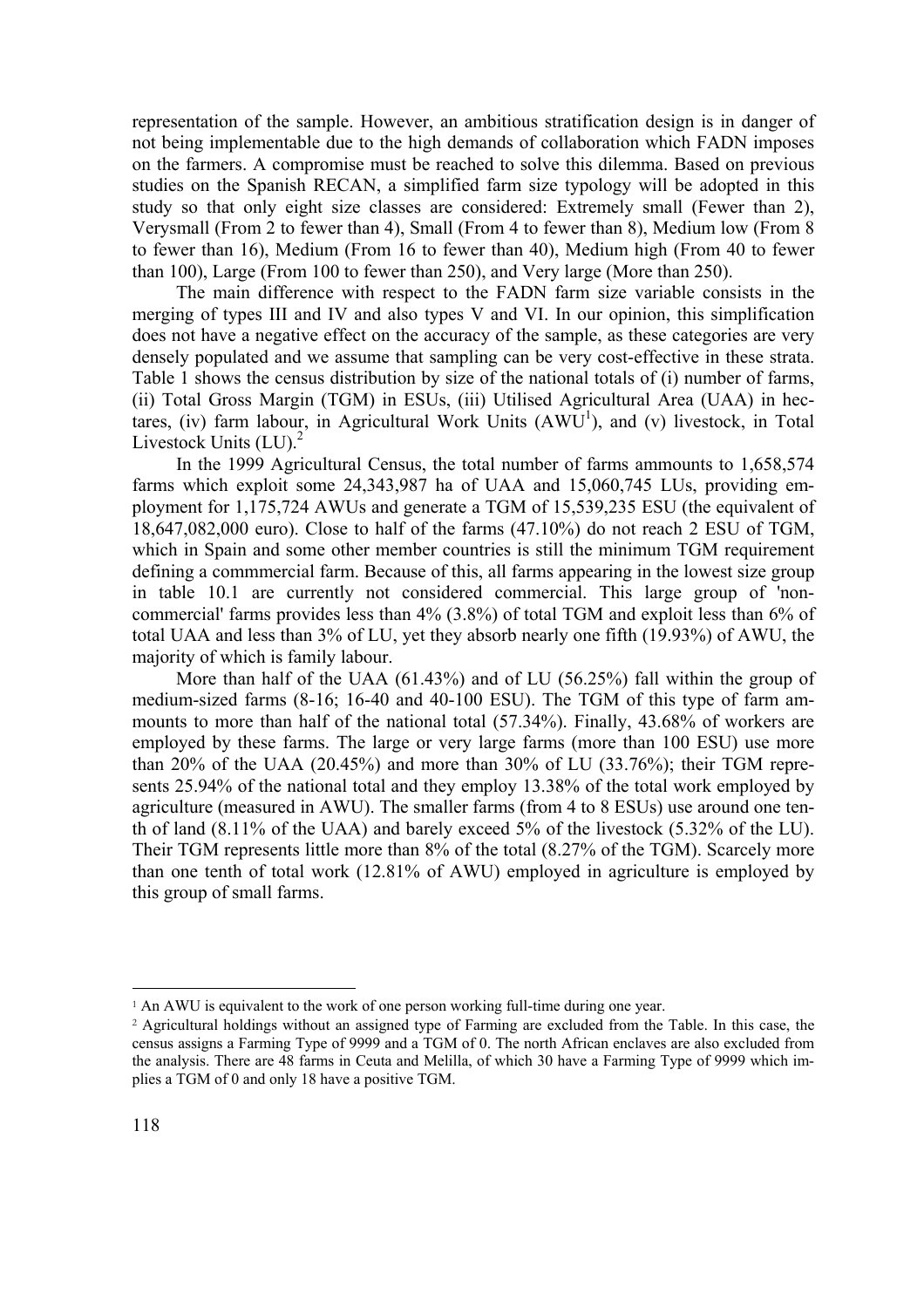representation of the sample. However, an ambitious stratification design is in danger of not being implementable due to the high demands of collaboration which FADN imposes on the farmers. A compromise must be reached to solve this dilemma. Based on previous studies on the Spanish RECAN, a simplified farm size typology will be adopted in this study so that only eight size classes are considered: Extremely small (Fewer than 2), Verysmall (From 2 to fewer than 4), Small (From 4 to fewer than 8), Medium low (From 8 to fewer than 16), Medium (From 16 to fewer than 40), Medium high (From 40 to fewer than 100), Large (From 100 to fewer than 250), and Very large (More than 250).

The main difference with respect to the FADN farm size variable consists in the merging of types III and IV and also types V and VI. In our opinion, this simplification does not have a negative effect on the accuracy of the sample, as these categories are very densely populated and we assume that sampling can be very cost-effective in these strata. Table 1 shows the census distribution by size of the national totals of (i) number of farms, (ii) Total Gross Margin (TGM) in ESUs, (iii) Utilised Agricultural Area (UAA) in hectares, (iv) farm labour, in Agricultural Work Units (AWU[1]), and (v) livestock, in Total Livestock Units (LU).[2]

In the 1999 Agricultural Census, the total number of farms ammounts to 1,658,574 farms which exploit some 24,343,987 ha of UAA and 15,060,745 LUs, providing employment for 1,175,724 AWUs and generate a TGM of 15,539,235 ESU (the equivalent of 18,647,082,000 euro). Close to half of the farms (47.10%) do not reach 2 ESU of TGM, which in Spain and some other member countries is still the minimum TGM requirement defining a commmercial farm. Because of this, all farms appearing in the lowest size group in table 10.1 are currently not considered commercial. This large group of 'non-commercial' farms provides less than 4% (3.8%) of total TGM and exploit less than 6% of total UAA and less than 3% of LU, yet they absorb nearly one fifth (19.93%) of AWU, the majority of which is family labour.

More than half of the UAA (61.43%) and of LU (56.25%) fall within the group of medium-sized farms (8-16; 16-40 and 40-100 ESU). The TGM of this type of farm ammounts to more than half of the national total (57.34%). Finally, 43.68% of workers are employed by these farms. The large or very large farms (more than 100 ESU) use more than 20% of the UAA (20.45%) and more than 30% of LU (33.76%); their TGM represents 25.94% of the national total and they employ 13.38% of the total work employed by agriculture (measured in AWU). The smaller farms (from 4 to 8 ESUs) use around one tenth of land (8.11% of the UAA) and barely exceed 5% of the livestock (5.32% of the LU). Their TGM represents little more than 8% of the total (8.27% of the TGM). Scarcely more than one tenth of total work (12.81% of AWU) employed in agriculture is employed by this group of small farms.

[1] An AWU is equivalent to the work of one person working full-time during one year.

[2] Agricultural holdings without an assigned type of Farming are excluded from the Table. In this case, the census assigns a Farming Type of 9999 and a TGM of 0. The north African enclaves are also excluded from the analysis. There are 48 farms in Ceuta and Melilla, of which 30 have a Farming Type of 9999 which implies a TGM of 0 and only 18 have a positive TGM.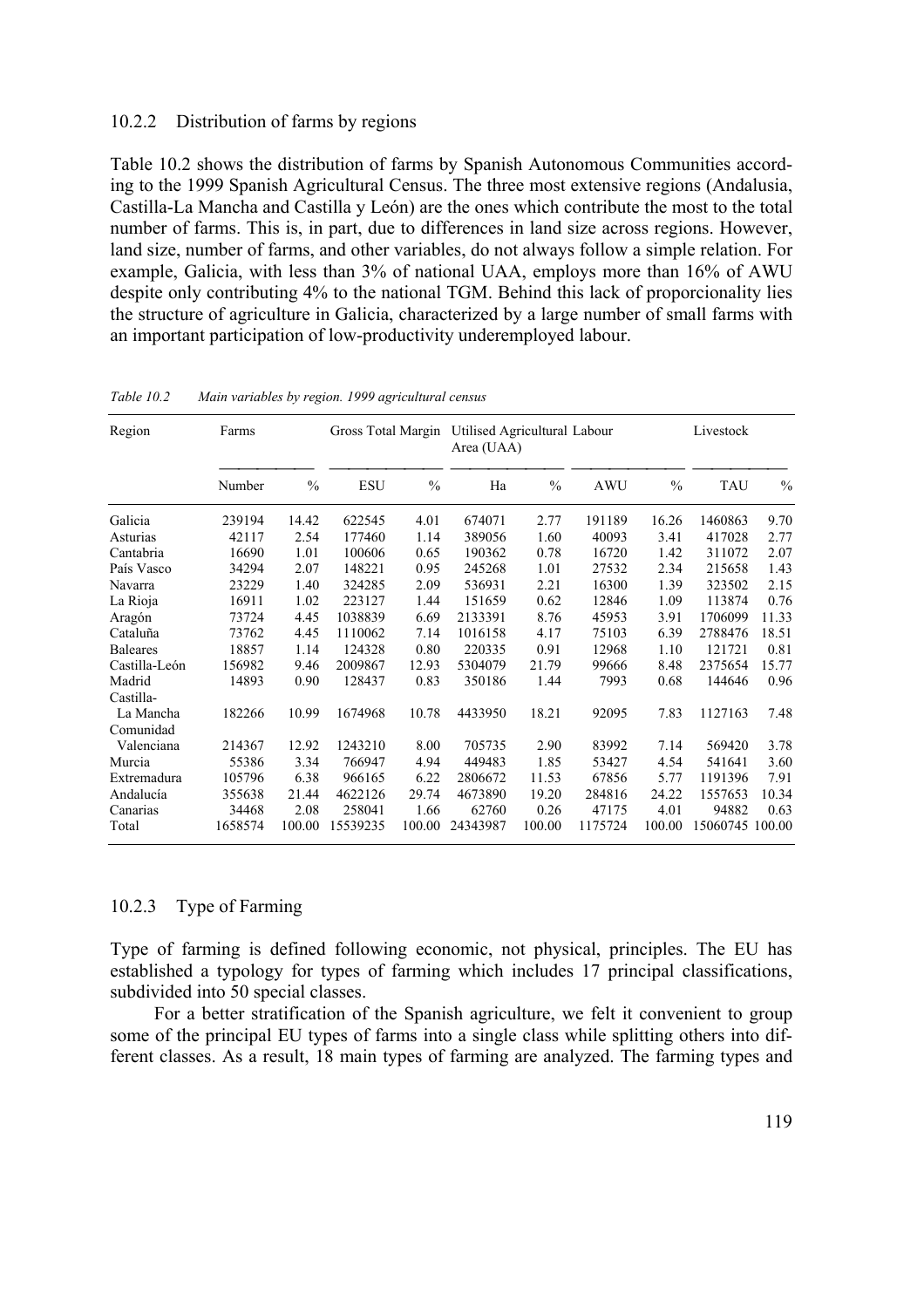### 10.2.2 Distribution of farms by regions

Table 10.2 shows the distribution of farms by Spanish Autonomous Communities according to the 1999 Spanish Agricultural Census. The three most extensive regions (Andalusia, Castilla-La Mancha and Castilla y León) are the ones which contribute the most to the total number of farms. This is, in part, due to differences in land size across regions. However, land size, number of farms, and other variables, do not always follow a simple relation. For example, Galicia, with less than 3% of national UAA, employs more than 16% of AWU despite only contributing 4% to the national TGM. Behind this lack of proporcionality lies the structure of agriculture in Galicia, characterized by a large number of small farms with an important participation of low-productivity underemployed labour.

*Table 10.2 Main variables by region. 1999 agricultural census*

| Region | Farms | | Gross Total Margin | | Utilised Agricultural Area (UAA) | | Labour | | Livestock | |
|---|---|---|---|---|---|---|---|---|---|---|
| | Number | % | ESU | % | Ha | % | AWU | % | TAU | % |
| Galicia | 239194 | 14.42 | 622545 | 4.01 | 674071 | 2.77 | 191189 | 16.26 | 1460863 | 9.70 |
| Asturias | 42117 | 2.54 | 177460 | 1.14 | 389056 | 1.60 | 40093 | 3.41 | 417028 | 2.77 |
| Cantabria | 16690 | 1.01 | 100606 | 0.65 | 190362 | 0.78 | 16720 | 1.42 | 311072 | 2.07 |
| País Vasco | 34294 | 2.07 | 148221 | 0.95 | 245268 | 1.01 | 27532 | 2.34 | 215658 | 1.43 |
| Navarra | 23229 | 1.40 | 324285 | 2.09 | 536931 | 2.21 | 16300 | 1.39 | 323502 | 2.15 |
| La Rioja | 16911 | 1.02 | 223127 | 1.44 | 151659 | 0.62 | 12846 | 1.09 | 113874 | 0.76 |
| Aragón | 73724 | 4.45 | 1038839 | 6.69 | 2133391 | 8.76 | 45953 | 3.91 | 1706099 | 11.33 |
| Cataluña | 73762 | 4.45 | 1110062 | 7.14 | 1016158 | 4.17 | 75103 | 6.39 | 2788476 | 18.51 |
| Baleares | 18857 | 1.14 | 124328 | 0.80 | 220335 | 0.91 | 12968 | 1.10 | 121721 | 0.81 |
| Castilla-León | 156982 | 9.46 | 2009867 | 12.93 | 5304079 | 21.79 | 99666 | 8.48 | 2375654 | 15.77 |
| Madrid | 14893 | 0.90 | 128437 | 0.83 | 350186 | 1.44 | 7993 | 0.68 | 144646 | 0.96 |
| Castilla-La Mancha | 182266 | 10.99 | 1674968 | 10.78 | 4433950 | 18.21 | 92095 | 7.83 | 1127163 | 7.48 |
| Comunidad Valenciana | 214367 | 12.92 | 1243210 | 8.00 | 705735 | 2.90 | 83992 | 7.14 | 569420 | 3.78 |
| Murcia | 55386 | 3.34 | 766947 | 4.94 | 449483 | 1.85 | 53427 | 4.54 | 541641 | 3.60 |
| Extremadura | 105796 | 6.38 | 966165 | 6.22 | 2806672 | 11.53 | 67856 | 5.77 | 1191396 | 7.91 |
| Andalucía | 355638 | 21.44 | 4622126 | 29.74 | 4673890 | 19.20 | 284816 | 24.22 | 1557653 | 10.34 |
| Canarias | 34468 | 2.08 | 258041 | 1.66 | 62760 | 0.26 | 47175 | 4.01 | 94882 | 0.63 |
| Total | 1658574 | 100.00 | 15539235 | 100.00 | 24343987 | 100.00 | 1175724 | 100.00 | 15060745 | 100.00 |

### 10.2.3 Type of Farming

Type of farming is defined following economic, not physical, principles. The EU has established a typology for types of farming which includes 17 principal classifications, subdivided into 50 special classes.

For a better stratification of the Spanish agriculture, we felt it convenient to group some of the principal EU types of farms into a single class while splitting others into different classes. As a result, 18 main types of farming are analyzed. The farming types and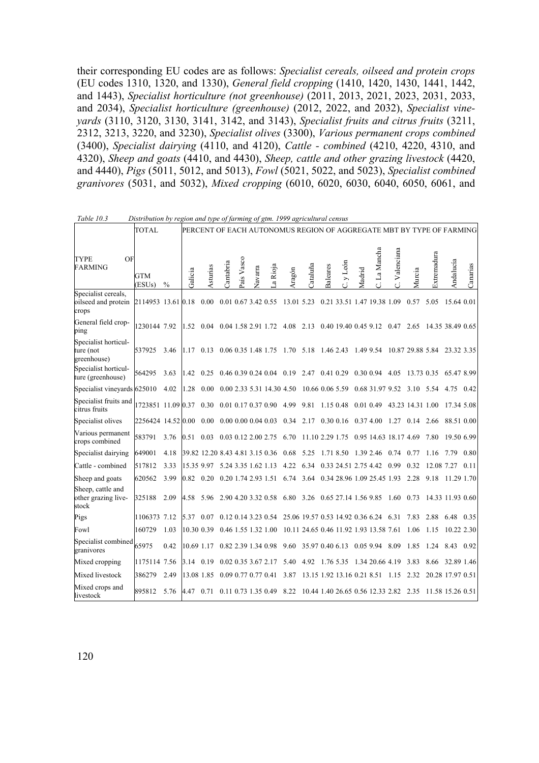their corresponding EU codes are as follows: *Specialist cereals, oilseed and protein crops* (EU codes 1310, 1320, and 1330), *General field cropping* (1410, 1420, 1430, 1441, 1442, and 1443), *Specialist horticulture (not greenhouse)* (2011, 2013, 2021, 2023, 2031, 2033, and 2034), *Specialist horticulture (greenhouse)* (2012, 2022, and 2032), *Specialist vineyards* (3110, 3120, 3130, 3141, 3142, and 3143), *Specialist fruits and citrus fruits* (3211, 2312, 3213, 3220, and 3230), *Specialist olives* (3300), *Various permanent crops combined* (3400), *Specialist dairying* (4110, and 4120), *Cattle - combined* (4210, 4220, 4310, and 4320), *Sheep and goats* (4410, and 4430), *Sheep, cattle and other grazing livestock* (4420, and 4440), *Pigs* (5011, 5012, and 5013), *Fowl* (5021, 5022, and 5023), *Specialist combined granivores* (5031, and 5032), *Mixed cropping* (6010, 6020, 6030, 6040, 6050, 6061, and

*Table 10.3 Distribution by region and type of farming of gtm. 1999 agricultural census*

| TYPE OF FARMING | TOTAL | | PERCENT OF EACH AUTONOMUS REGION OF AGGREGATE MBT BY TYPE OF FARMING | | | | | | | | | | | | | | | | |
|---|---|---|---|---|---|---|---|---|---|---|---|---|---|---|---|---|---|---|---|
| | GTM (ESUs) | % | Galicia | Asturias | Cantabria | País Vasco | Navarra | La Rioja | Aragón | Cataluña | Baleares | C. y León | Madrid | C. La Mancha | C. Valenciana | Murcia | Extremadura | Andalucia | Canarias |
| Specialist cereals, oilseed and protein crops | 2114953 | 13.61 | 0.18 | 0.00 | 0.01 | 0.67 | 3.42 | 0.55 | 13.01 | 5.23 | 0.21 | 33.51 | 1.47 | 19.38 | 1.09 | 0.57 | 5.05 | 15.64 | 0.01 |
| General field cropping | 1230144 | 7.92 | 1.52 | 0.04 | 0.04 | 1.58 | 2.91 | 1.72 | 4.08 | 2.13 | 0.40 | 19.40 | 0.45 | 9.12 | 0.47 | 2.65 | 14.35 | 38.49 | 0.65 |
| Specialist horticulture (not greenhouse) | 537925 | 3.46 | 1.17 | 0.13 | 0.06 | 0.35 | 1.48 | 1.75 | 1.70 | 5.18 | 1.46 | 2.43 | 1.49 | 9.54 | 10.87 | 29.88 | 5.84 | 23.32 | 3.35 |
| Specialist horticulture (greenhouse) | 564295 | 3.63 | 1.42 | 0.25 | 0.46 | 0.39 | 0.24 | 0.04 | 0.19 | 2.47 | 0.41 | 0.29 | 0.30 | 0.94 | 4.05 | 13.73 | 0.35 | 65.47 | 8.99 |
| Specialist vineyards | 625010 | 4.02 | 1.28 | 0.00 | 0.00 | 2.33 | 5.31 | 14.30 | 4.50 | 10.66 | 0.06 | 5.59 | 0.68 | 31.97 | 9.52 | 3.10 | 5.54 | 4.75 | 0.42 |
| Specialist fruits and citrus fruits | 1723851 | 11.09 | 0.37 | 0.30 | 0.01 | 0.17 | 0.37 | 0.90 | 4.99 | 9.81 | 1.15 | 0.48 | 0.01 | 0.49 | 43.23 | 14.31 | 1.00 | 17.34 | 5.08 |
| Specialist olives | 2256424 | 14.52 | 0.00 | 0.00 | 0.00 | 0.00 | 0.04 | 0.03 | 0.34 | 2.17 | 0.30 | 0.16 | 0.37 | 4.00 | 1.27 | 0.14 | 2.66 | 88.51 | 0.00 |
| Various permanent crops combined | 583791 | 3.76 | 0.51 | 0.03 | 0.03 | 0.12 | 2.00 | 2.75 | 6.70 | 11.10 | 2.29 | 1.75 | 0.95 | 14.63 | 18.17 | 4.69 | 7.80 | 19.50 | 6.99 |
| Specialist dairying | 649001 | 4.18 | 39.82 | 12.20 | 8.43 | 4.81 | 3.15 | 0.36 | 0.68 | 5.25 | 1.71 | 8.50 | 1.39 | 2.46 | 0.74 | 0.77 | 1.16 | 7.79 | 0.80 |
| Cattle - combined | 517812 | 3.33 | 15.35 | 9.97 | 5.24 | 3.35 | 1.62 | 1.13 | 4.22 | 6.34 | 0.33 | 24.51 | 2.75 | 4.42 | 0.99 | 0.32 | 12.08 | 7.27 | 0.11 |
| Sheep and goats | 620562 | 3.99 | 0.82 | 0.20 | 0.20 | 1.74 | 2.93 | 1.51 | 6.74 | 3.64 | 0.34 | 28.96 | 1.09 | 25.45 | 1.93 | 2.28 | 9.18 | 11.29 | 1.70 |
| Sheep, cattle and other grazing livestock | 325188 | 2.09 | 4.58 | 5.96 | 2.90 | 4.20 | 3.32 | 0.58 | 6.80 | 3.26 | 0.65 | 27.14 | 1.56 | 9.85 | 1.60 | 0.73 | 14.33 | 11.93 | 0.60 |
| Pigs | 1106373 | 7.12 | 5.37 | 0.07 | 0.12 | 0.14 | 3.23 | 0.54 | 25.06 | 19.57 | 0.53 | 14.92 | 0.36 | 6.24 | 6.31 | 7.83 | 2.88 | 6.48 | 0.35 |
| Fowl | 160729 | 1.03 | 10.30 | 0.39 | 0.46 | 1.55 | 1.32 | 1.00 | 10.11 | 24.65 | 0.46 | 11.92 | 1.93 | 13.58 | 7.61 | 1.06 | 1.15 | 10.22 | 2.30 |
| Specialist combined granivores | 65975 | 0.42 | 10.69 | 1.17 | 0.82 | 2.39 | 1.34 | 0.98 | 9.60 | 35.97 | 0.40 | 6.13 | 0.05 | 9.94 | 8.09 | 1.85 | 1.24 | 8.43 | 0.92 |
| Mixed cropping | 1175114 | 7.56 | 3.14 | 0.19 | 0.02 | 0.35 | 3.67 | 2.17 | 5.40 | 4.92 | 1.76 | 5.35 | 1.34 | 20.66 | 4.19 | 3.83 | 8.66 | 32.89 | 1.46 |
| Mixed livestock | 386279 | 2.49 | 13.08 | 1.85 | 0.09 | 0.77 | 0.77 | 0.41 | 3.87 | 13.15 | 1.92 | 13.16 | 0.21 | 8.51 | 1.15 | 2.32 | 20.28 | 17.97 | 0.51 |
| Mixed crops and livestock | 895812 | 5.76 | 4.47 | 0.71 | 0.11 | 0.73 | 1.35 | 0.49 | 8.22 | 10.44 | 1.40 | 26.65 | 0.56 | 12.33 | 2.82 | 2.35 | 11.58 | 15.26 | 0.51 |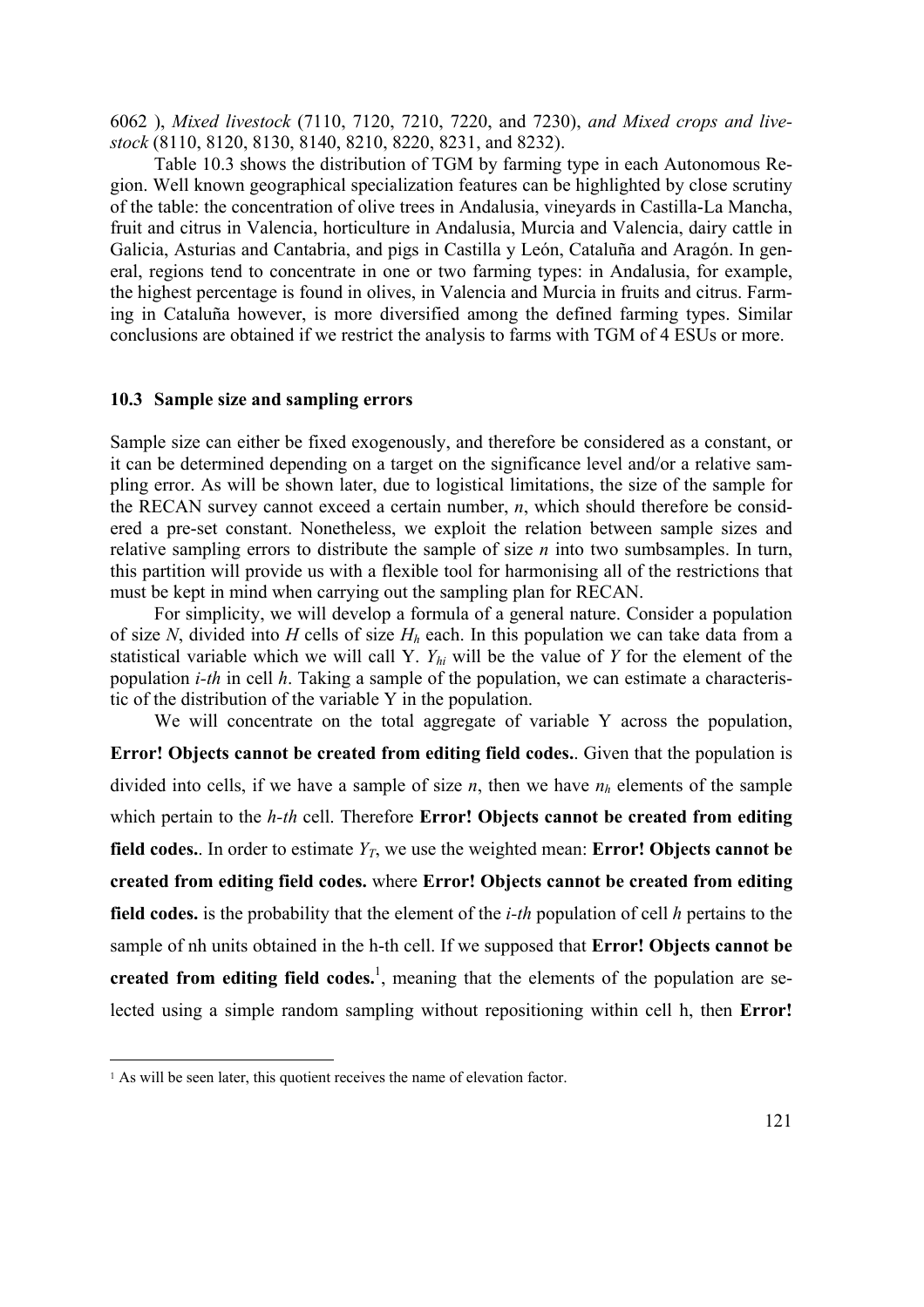6062 ), *Mixed livestock* (7110, 7120, 7210, 7220, and 7230), *and Mixed crops and livestock* (8110, 8120, 8130, 8140, 8210, 8220, 8231, and 8232).

Table 10.3 shows the distribution of TGM by farming type in each Autonomous Region. Well known geographical specialization features can be highlighted by close scrutiny of the table: the concentration of olive trees in Andalusia, vineyards in Castilla-La Mancha, fruit and citrus in Valencia, horticulture in Andalusia, Murcia and Valencia, dairy cattle in Galicia, Asturias and Cantabria, and pigs in Castilla y León, Cataluña and Aragón. In general, regions tend to concentrate in one or two farming types: in Andalusia, for example, the highest percentage is found in olives, in Valencia and Murcia in fruits and citrus. Farming in Cataluña however, is more diversified among the defined farming types. Similar conclusions are obtained if we restrict the analysis to farms with TGM of 4 ESUs or more.

## 10.3 Sample size and sampling errors

Sample size can either be fixed exogenously, and therefore be considered as a constant, or it can be determined depending on a target on the significance level and/or a relative sampling error. As will be shown later, due to logistical limitations, the size of the sample for the RECAN survey cannot exceed a certain number, *n*, which should therefore be considered a pre-set constant. Nonetheless, we exploit the relation between sample sizes and relative sampling errors to distribute the sample of size *n* into two sumbsamples. In turn, this partition will provide us with a flexible tool for harmonising all of the restrictions that must be kept in mind when carrying out the sampling plan for RECAN.

For simplicity, we will develop a formula of a general nature. Consider a population of size $N$, divided into $H$ cells of size $H_h$ each. In this population we can take data from a statistical variable which we will call Y. $Y_{hi}$ will be the value of $Y$ for the element of the population *i-th* in cell *h*. Taking a sample of the population, we can estimate a characteristic of the distribution of the variable Y in the population.

We will concentrate on the total aggregate of variable Y across the population, **Error! Objects cannot be created from editing field codes.**. Given that the population is divided into cells, if we have a sample of size $n$, then we have $n_h$ elements of the sample which pertain to the *h-th* cell. Therefore **Error! Objects cannot be created from editing field codes.**. In order to estimate $Y_T$, we use the weighted mean: **Error! Objects cannot be created from editing field codes.** where **Error! Objects cannot be created from editing field codes.** is the probability that the element of the *i-th* population of cell *h* pertains to the sample of nh units obtained in the h-th cell. If we supposed that **Error! Objects cannot be created from editing field codes.**[1], meaning that the elements of the population are selected using a simple random sampling without repositioning within cell h, then **Error!**

[1] As will be seen later, this quotient receives the name of elevation factor.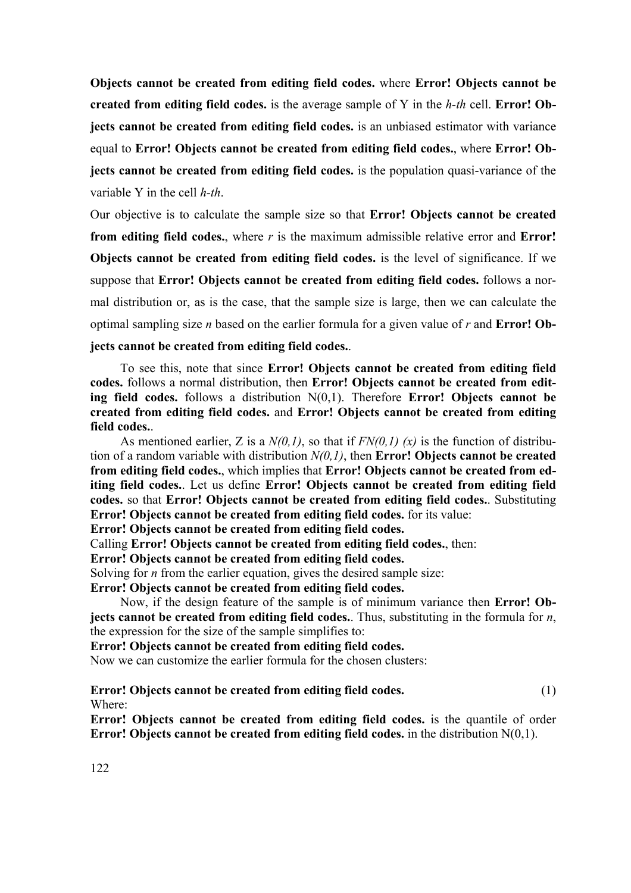**Error! Objects cannot be created from editing field codes.** where **Error! Objects cannot be created from editing field codes.** is the average sample of Y in the *h-th* cell. **Error! Objects cannot be created from editing field codes.** is an unbiased estimator with variance equal to **Error! Objects cannot be created from editing field codes.**, where **Error! Objects cannot be created from editing field codes.** is the population quasi-variance of the variable Y in the cell *h-th*.

Our objective is to calculate the sample size so that **Error! Objects cannot be created from editing field codes.**, where *r* is the maximum admissible relative error and **Error! Objects cannot be created from editing field codes.** is the level of significance. If we suppose that **Error! Objects cannot be created from editing field codes.** follows a normal distribution or, as is the case, that the sample size is large, then we can calculate the optimal sampling size *n* based on the earlier formula for a given value of *r* and **Error! Objects cannot be created from editing field codes.**.

To see this, note that since **Error! Objects cannot be created from editing field codes.** follows a normal distribution, then **Error! Objects cannot be created from editing field codes.** follows a distribution N(0,1). Therefore **Error! Objects cannot be created from editing field codes.** and **Error! Objects cannot be created from editing field codes.**.

As mentioned earlier, Z is a *N(0,1)*, so that if *FN(0,1) (x)* is the function of distribution of a random variable with distribution *N(0,1)*, then **Error! Objects cannot be created from editing field codes.**, which implies that **Error! Objects cannot be created from editing field codes.**. Let us define **Error! Objects cannot be created from editing field codes.** so that **Error! Objects cannot be created from editing field codes.**. Substituting **Error! Objects cannot be created from editing field codes.** for its value:

**Error! Objects cannot be created from editing field codes.**

Calling **Error! Objects cannot be created from editing field codes.**, then:

**Error! Objects cannot be created from editing field codes.**

Solving for *n* from the earlier equation, gives the desired sample size:

**Error! Objects cannot be created from editing field codes.**

Now, if the design feature of the sample is of minimum variance then **Error! Objects cannot be created from editing field codes.**. Thus, substituting in the formula for *n*, the expression for the size of the sample simplifies to:

**Error! Objects cannot be created from editing field codes.**

Now we can customize the earlier formula for the chosen clusters:

**Error! Objects cannot be created from editing field codes.** (1)

Where:

**Error! Objects cannot be created from editing field codes.** is the quantile of order **Error! Objects cannot be created from editing field codes.** in the distribution N(0,1).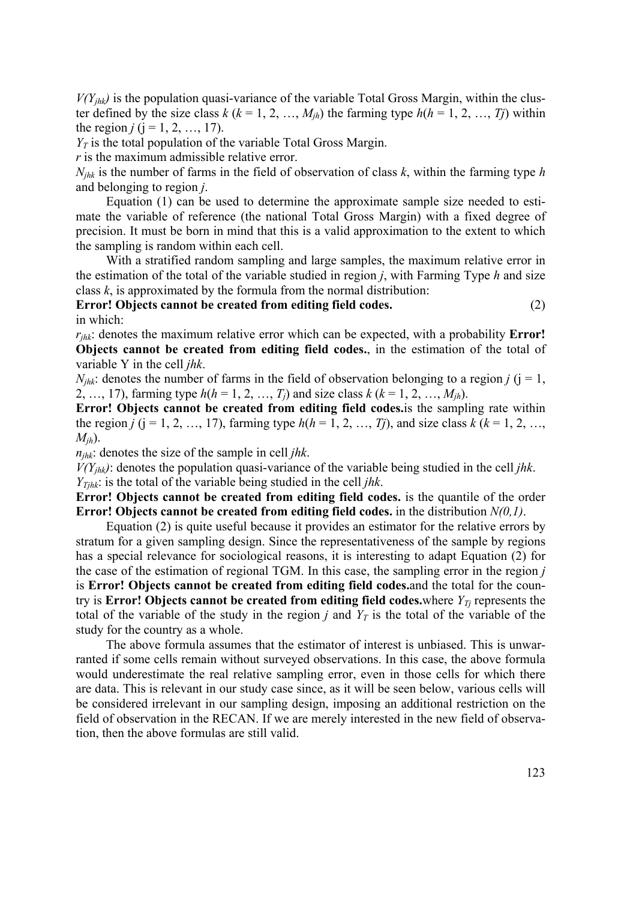$V(Y_{jhk})$ is the population quasi-variance of the variable Total Gross Margin, within the cluster defined by the size class $k$ ($k = 1, 2, \ldots, M_{jh}$) the farming type $h$($h = 1, 2, \ldots, Tj$) within the region $j$ ($j = 1, 2, \ldots, 17$).

$Y_T$ is the total population of the variable Total Gross Margin.

$r$ is the maximum admissible relative error.

$N_{jhk}$ is the number of farms in the field of observation of class $k$, within the farming type $h$ and belonging to region $j$.

Equation (1) can be used to determine the approximate sample size needed to estimate the variable of reference (the national Total Gross Margin) with a fixed degree of precision. It must be born in mind that this is a valid approximation to the extent to which the sampling is random within each cell.

With a stratified random sampling and large samples, the maximum relative error in the estimation of the total of the variable studied in region $j$, with Farming Type $h$ and size class $k$, is approximated by the formula from the normal distribution:

**Error! Objects cannot be created from editing field codes.** (2)

in which:

$r_{jhk}$: denotes the maximum relative error which can be expected, with a probability **Error! Objects cannot be created from editing field codes.**, in the estimation of the total of variable Y in the cell $jhk$.

$N_{jhk}$: denotes the number of farms in the field of observation belonging to a region $j$ ($j = 1, 2, \ldots, 17$), farming type $h$($h = 1, 2, \ldots, T_j$) and size class $k$ ($k = 1, 2, \ldots, M_{jh}$).

**Error! Objects cannot be created from editing field codes.**is the sampling rate within the region $j$ ($j = 1, 2, \ldots, 17$), farming type $h$($h = 1, 2, \ldots, Tj$), and size class $k$ ($k = 1, 2, \ldots, M_{jh}$).

$n_{jhk}$: denotes the size of the sample in cell $jhk$.

$V(Y_{jhk})$: denotes the population quasi-variance of the variable being studied in the cell $jhk$.

$Y_{Tjhk}$: is the total of the variable being studied in the cell $jhk$.

**Error! Objects cannot be created from editing field codes.** is the quantile of the order **Error! Objects cannot be created from editing field codes.** in the distribution $N(0,1)$.

Equation (2) is quite useful because it provides an estimator for the relative errors by stratum for a given sampling design. Since the representativeness of the sample by regions has a special relevance for sociological reasons, it is interesting to adapt Equation (2) for the case of the estimation of regional TGM. In this case, the sampling error in the region $j$ is **Error! Objects cannot be created from editing field codes.**and the total for the country is **Error! Objects cannot be created from editing field codes.**where $Y_{Tj}$ represents the total of the variable of the study in the region $j$ and $Y_T$ is the total of the variable of the study for the country as a whole.

The above formula assumes that the estimator of interest is unbiased. This is unwarranted if some cells remain without surveyed observations. In this case, the above formula would underestimate the real relative sampling error, even in those cells for which there are data. This is relevant in our study case since, as it will be seen below, various cells will be considered irrelevant in our sampling design, imposing an additional restriction on the field of observation in the RECAN. If we are merely interested in the new field of observation, then the above formulas are still valid.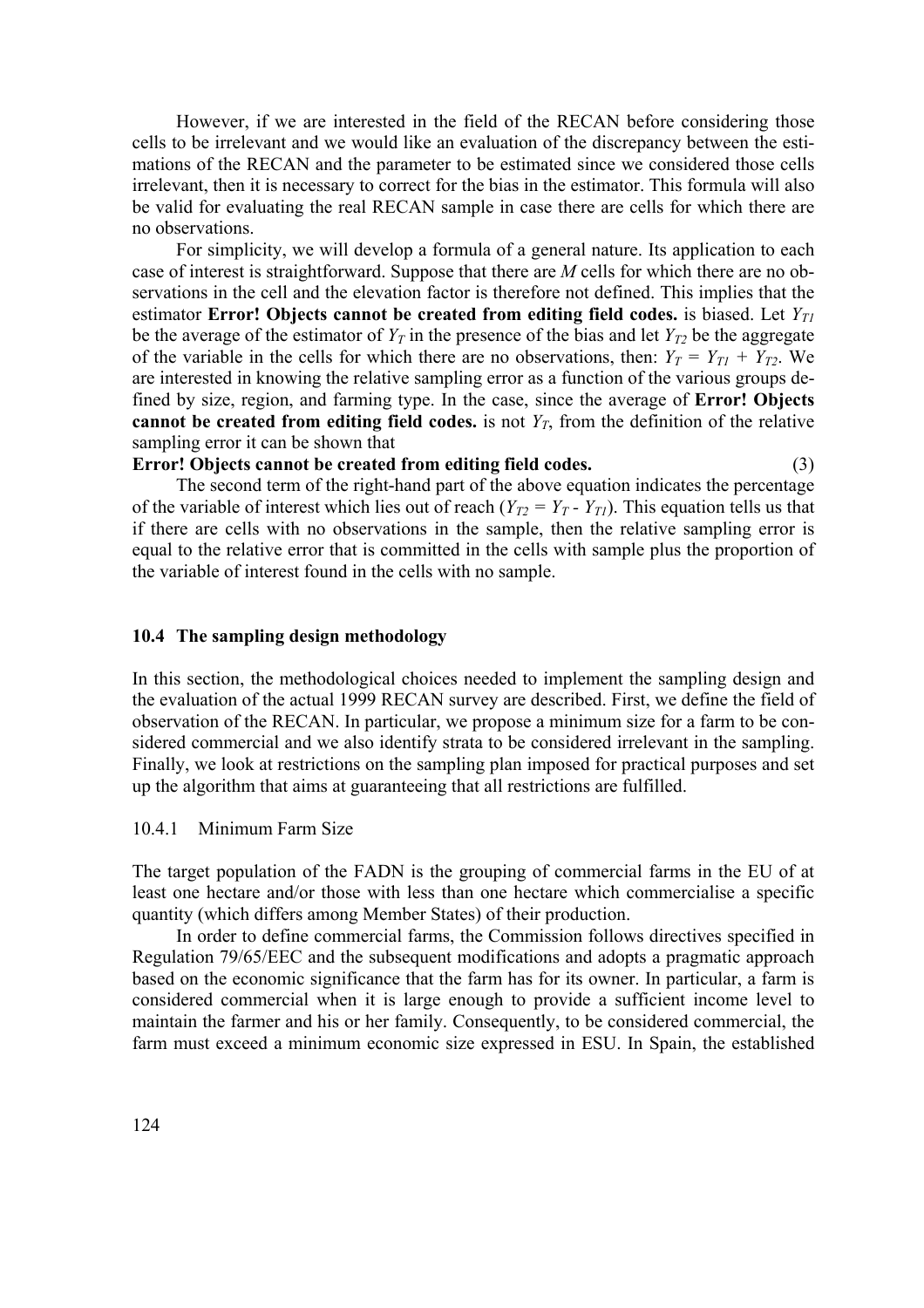However, if we are interested in the field of the RECAN before considering those cells to be irrelevant and we would like an evaluation of the discrepancy between the estimations of the RECAN and the parameter to be estimated since we considered those cells irrelevant, then it is necessary to correct for the bias in the estimator. This formula will also be valid for evaluating the real RECAN sample in case there are cells for which there are no observations.

For simplicity, we will develop a formula of a general nature. Its application to each case of interest is straightforward. Suppose that there are $M$ cells for which there are no observations in the cell and the elevation factor is therefore not defined. This implies that the estimator **Error! Objects cannot be created from editing field codes.** is biased. Let $Y_{T1}$ be the average of the estimator of $Y_T$ in the presence of the bias and let $Y_{T2}$ be the aggregate of the variable in the cells for which there are no observations, then: $Y_T = Y_{T1} + Y_{T2}$. We are interested in knowing the relative sampling error as a function of the various groups defined by size, region, and farming type. In the case, since the average of **Error! Objects cannot be created from editing field codes.** is not $Y_T$, from the definition of the relative sampling error it can be shown that

**Error! Objects cannot be created from editing field codes.** (3)

The second term of the right-hand part of the above equation indicates the percentage of the variable of interest which lies out of reach ($Y_{T2} = Y_T - Y_{T1}$). This equation tells us that if there are cells with no observations in the sample, then the relative sampling error is equal to the relative error that is committed in the cells with sample plus the proportion of the variable of interest found in the cells with no sample.

## 10.4 The sampling design methodology

In this section, the methodological choices needed to implement the sampling design and the evaluation of the actual 1999 RECAN survey are described. First, we define the field of observation of the RECAN. In particular, we propose a minimum size for a farm to be considered commercial and we also identify strata to be considered irrelevant in the sampling. Finally, we look at restrictions on the sampling plan imposed for practical purposes and set up the algorithm that aims at guaranteeing that all restrictions are fulfilled.

### 10.4.1 Minimum Farm Size

The target population of the FADN is the grouping of commercial farms in the EU of at least one hectare and/or those with less than one hectare which commercialise a specific quantity (which differs among Member States) of their production.

In order to define commercial farms, the Commission follows directives specified in Regulation 79/65/EEC and the subsequent modifications and adopts a pragmatic approach based on the economic significance that the farm has for its owner. In particular, a farm is considered commercial when it is large enough to provide a sufficient income level to maintain the farmer and his or her family. Consequently, to be considered commercial, the farm must exceed a minimum economic size expressed in ESU. In Spain, the established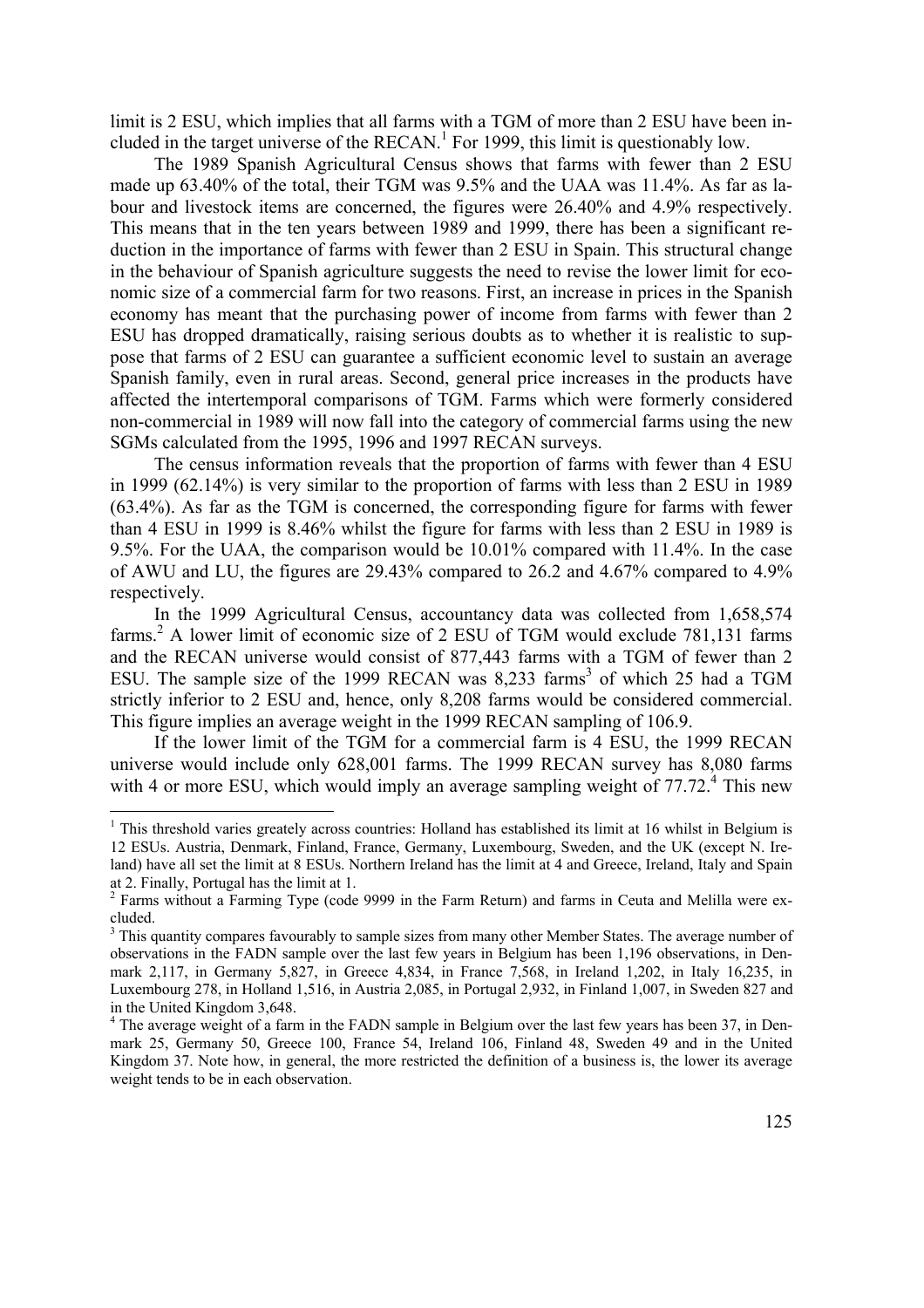limit is 2 ESU, which implies that all farms with a TGM of more than 2 ESU have been included in the target universe of the RECAN.[1] For 1999, this limit is questionably low.

The 1989 Spanish Agricultural Census shows that farms with fewer than 2 ESU made up 63.40% of the total, their TGM was 9.5% and the UAA was 11.4%. As far as labour and livestock items are concerned, the figures were 26.40% and 4.9% respectively. This means that in the ten years between 1989 and 1999, there has been a significant reduction in the importance of farms with fewer than 2 ESU in Spain. This structural change in the behaviour of Spanish agriculture suggests the need to revise the lower limit for economic size of a commercial farm for two reasons. First, an increase in prices in the Spanish economy has meant that the purchasing power of income from farms with fewer than 2 ESU has dropped dramatically, raising serious doubts as to whether it is realistic to suppose that farms of 2 ESU can guarantee a sufficient economic level to sustain an average Spanish family, even in rural areas. Second, general price increases in the products have affected the intertemporal comparisons of TGM. Farms which were formerly considered non-commercial in 1989 will now fall into the category of commercial farms using the new SGMs calculated from the 1995, 1996 and 1997 RECAN surveys.

The census information reveals that the proportion of farms with fewer than 4 ESU in 1999 (62.14%) is very similar to the proportion of farms with less than 2 ESU in 1989 (63.4%). As far as the TGM is concerned, the corresponding figure for farms with fewer than 4 ESU in 1999 is 8.46% whilst the figure for farms with less than 2 ESU in 1989 is 9.5%. For the UAA, the comparison would be 10.01% compared with 11.4%. In the case of AWU and LU, the figures are 29.43% compared to 26.2 and 4.67% compared to 4.9% respectively.

In the 1999 Agricultural Census, accountancy data was collected from 1,658,574 farms.[2] A lower limit of economic size of 2 ESU of TGM would exclude 781,131 farms and the RECAN universe would consist of 877,443 farms with a TGM of fewer than 2 ESU. The sample size of the 1999 RECAN was 8,233 farms[3] of which 25 had a TGM strictly inferior to 2 ESU and, hence, only 8,208 farms would be considered commercial. This figure implies an average weight in the 1999 RECAN sampling of 106.9.

If the lower limit of the TGM for a commercial farm is 4 ESU, the 1999 RECAN universe would include only 628,001 farms. The 1999 RECAN survey has 8,080 farms with 4 or more ESU, which would imply an average sampling weight of 77.72.[4] This new

---

[1] This threshold varies greatly across countries: Holland has established its limit at 16 whilst in Belgium is 12 ESUs. Austria, Denmark, Finland, France, Germany, Luxembourg, Sweden, and the UK (except N. Ireland) have all set the limit at 8 ESUs. Northern Ireland has the limit at 4 and Greece, Ireland, Italy and Spain at 2. Finally, Portugal has the limit at 1.

[2] Farms without a Farming Type (code 9999 in the Farm Return) and farms in Ceuta and Melilla were excluded.

[3] This quantity compares favourably to sample sizes from many other Member States. The average number of observations in the FADN sample over the last few years in Belgium has been 1,196 observations, in Denmark 2,117, in Germany 5,827, in Greece 4,834, in France 7,568, in Ireland 1,202, in Italy 16,235, in Luxembourg 278, in Holland 1,516, in Austria 2,085, in Portugal 2,932, in Finland 1,007, in Sweden 827 and in the United Kingdom 3,648.

[4] The average weight of a farm in the FADN sample in Belgium over the last few years has been 37, in Denmark 25, Germany 50, Greece 100, France 54, Ireland 106, Finland 48, Sweden 49 and in the United Kingdom 37. Note how, in general, the more restricted the definition of a business is, the lower its average weight tends to be in each observation.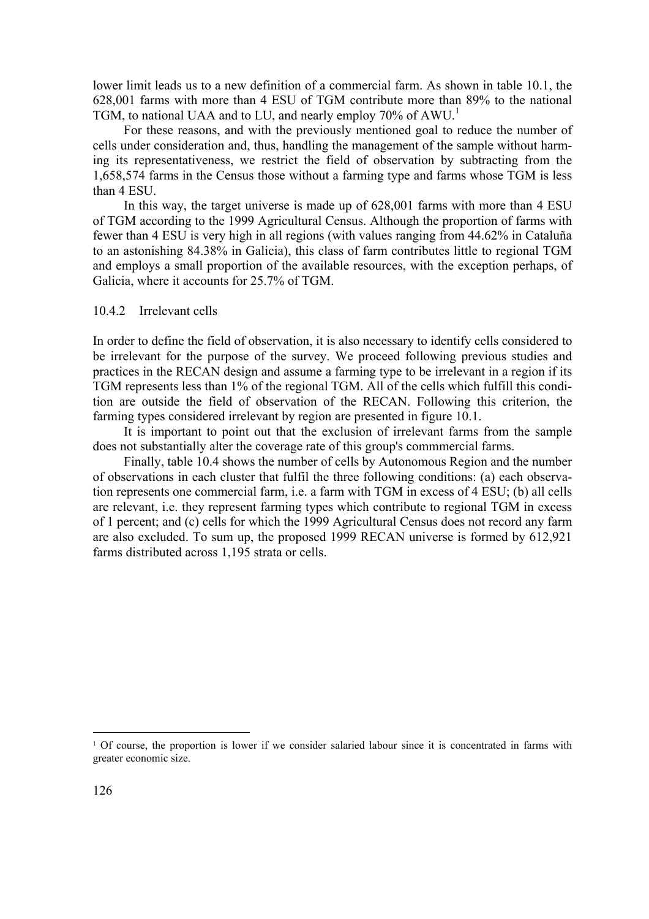lower limit leads us to a new definition of a commercial farm. As shown in table 10.1, the 628,001 farms with more than 4 ESU of TGM contribute more than 89% to the national TGM, to national UAA and to LU, and nearly employ 70% of AWU.[1]

For these reasons, and with the previously mentioned goal to reduce the number of cells under consideration and, thus, handling the management of the sample without harming its representativeness, we restrict the field of observation by subtracting from the 1,658,574 farms in the Census those without a farming type and farms whose TGM is less than 4 ESU.

In this way, the target universe is made up of 628,001 farms with more than 4 ESU of TGM according to the 1999 Agricultural Census. Although the proportion of farms with fewer than 4 ESU is very high in all regions (with values ranging from 44.62% in Cataluña to an astonishing 84.38% in Galicia), this class of farm contributes little to regional TGM and employs a small proportion of the available resources, with the exception perhaps, of Galicia, where it accounts for 25.7% of TGM.

### 10.4.2 Irrelevant cells

In order to define the field of observation, it is also necessary to identify cells considered to be irrelevant for the purpose of the survey. We proceed following previous studies and practices in the RECAN design and assume a farming type to be irrelevant in a region if its TGM represents less than 1% of the regional TGM. All of the cells which fulfill this condition are outside the field of observation of the RECAN. Following this criterion, the farming types considered irrelevant by region are presented in figure 10.1.

It is important to point out that the exclusion of irrelevant farms from the sample does not substantially alter the coverage rate of this group's commmercial farms.

Finally, table 10.4 shows the number of cells by Autonomous Region and the number of observations in each cluster that fulfil the three following conditions: (a) each observation represents one commercial farm, i.e. a farm with TGM in excess of 4 ESU; (b) all cells are relevant, i.e. they represent farming types which contribute to regional TGM in excess of 1 percent; and (c) cells for which the 1999 Agricultural Census does not record any farm are also excluded. To sum up, the proposed 1999 RECAN universe is formed by 612,921 farms distributed across 1,195 strata or cells.

---

[1] Of course, the proportion is lower if we consider salaried labour since it is concentrated in farms with greater economic size.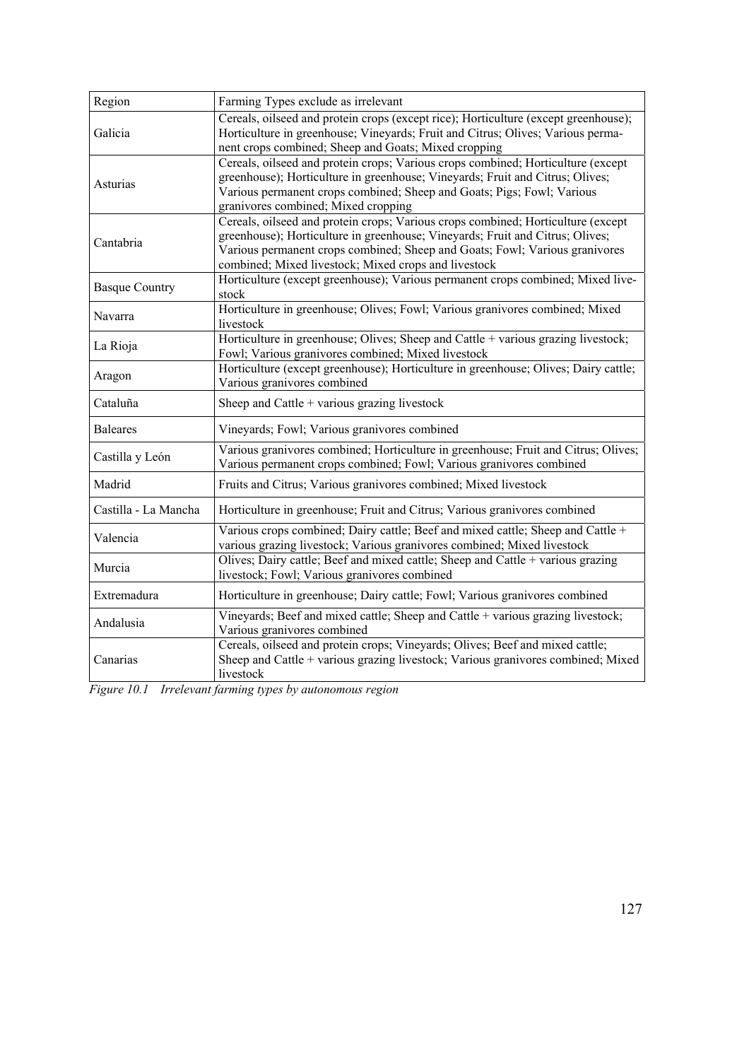| Region | Farming Types exclude as irrelevant |
|---|---|
| Galicia | Cereals, oilseed and protein crops (except rice); Horticulture (except greenhouse); Horticulture in greenhouse; Vineyards; Fruit and Citrus; Olives; Various permanent crops combined; Sheep and Goats; Mixed cropping |
| Asturias | Cereals, oilseed and protein crops; Various crops combined; Horticulture (except greenhouse); Horticulture in greenhouse; Vineyards; Fruit and Citrus; Olives; Various permanent crops combined; Sheep and Goats; Pigs; Fowl; Various granivores combined; Mixed cropping |
| Cantabria | Cereals, oilseed and protein crops; Various crops combined; Horticulture (except greenhouse); Horticulture in greenhouse; Vineyards; Fruit and Citrus; Olives; Various permanent crops combined; Sheep and Goats; Fowl; Various granivores combined; Mixed livestock; Mixed crops and livestock |
| Basque Country | Horticulture (except greenhouse); Various permanent crops combined; Mixed livestock |
| Navarra | Horticulture in greenhouse; Olives; Fowl; Various granivores combined; Mixed livestock |
| La Rioja | Horticulture in greenhouse; Olives; Sheep and Cattle + various grazing livestock; Fowl; Various granivores combined; Mixed livestock |
| Aragon | Horticulture (except greenhouse); Horticulture in greenhouse; Olives; Dairy cattle; Various granivores combined |
| Cataluña | Sheep and Cattle + various grazing livestock |
| Baleares | Vineyards; Fowl; Various granivores combined |
| Castilla y León | Various granivores combined; Horticulture in greenhouse; Fruit and Citrus; Olives; Various permanent crops combined; Fowl; Various granivores combined |
| Madrid | Fruits and Citrus; Various granivores combined; Mixed livestock |
| Castilla - La Mancha | Horticulture in greenhouse; Fruit and Citrus; Various granivores combined |
| Valencia | Various crops combined; Dairy cattle; Beef and mixed cattle; Sheep and Cattle + various grazing livestock; Various granivores combined; Mixed livestock |
| Murcia | Olives; Dairy cattle; Beef and mixed cattle; Sheep and Cattle + various grazing livestock; Fowl; Various granivores combined |
| Extremadura | Horticulture in greenhouse; Dairy cattle; Fowl; Various granivores combined |
| Andalusia | Vineyards; Beef and mixed cattle; Sheep and Cattle + various grazing livestock; Various granivores combined |
| Canarias | Cereals, oilseed and protein crops; Vineyards; Olives; Beef and mixed cattle; Sheep and Cattle + various grazing livestock; Various granivores combined; Mixed livestock |

*Figure 10.1 Irrelevant farming types by autonomous region*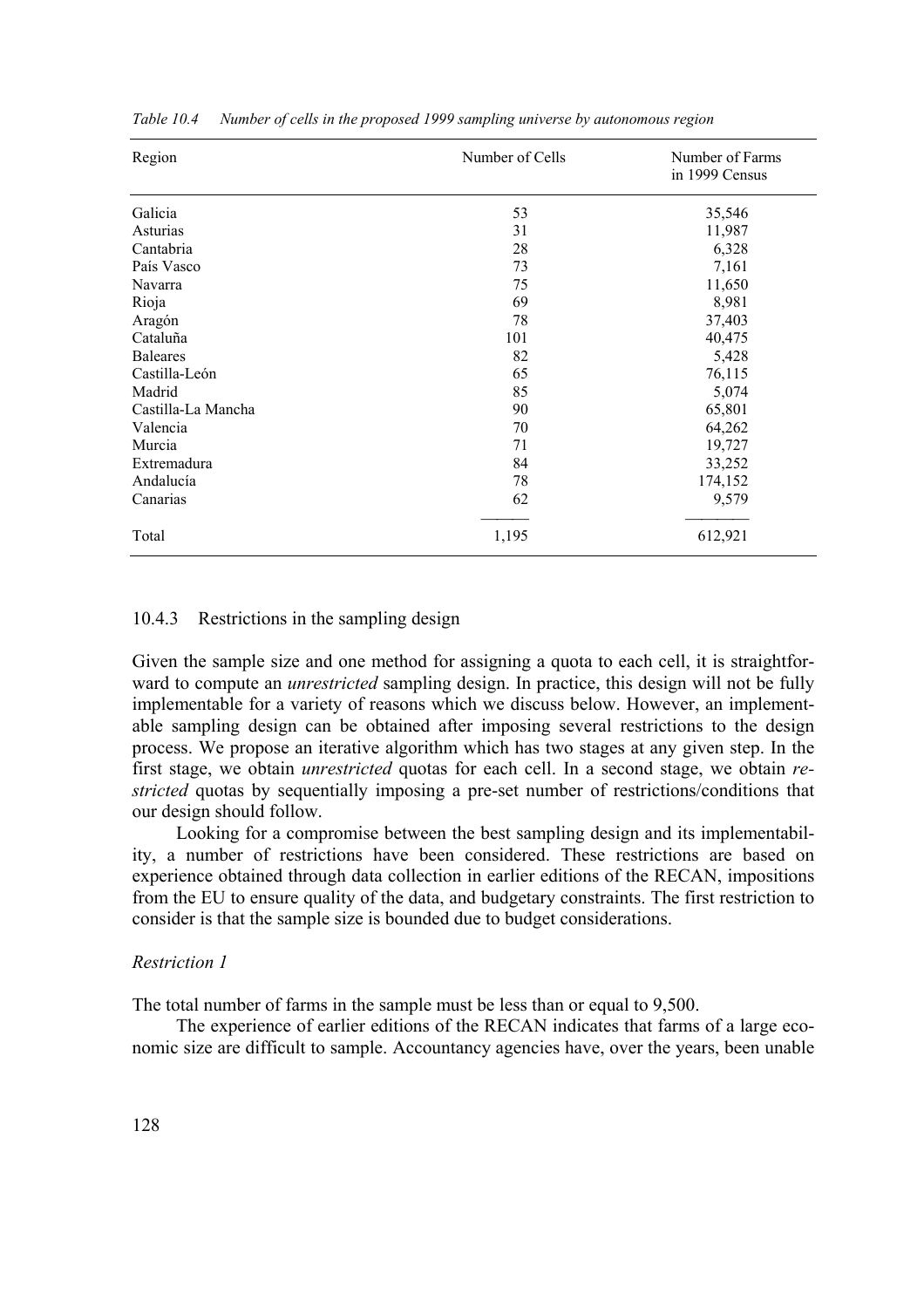*Table 10.4 Number of cells in the proposed 1999 sampling universe by autonomous region*

| Region | Number of Cells | Number of Farms in 1999 Census |
|---|---|---|
| Galicia | 53 | 35,546 |
| Asturias | 31 | 11,987 |
| Cantabria | 28 | 6,328 |
| País Vasco | 73 | 7,161 |
| Navarra | 75 | 11,650 |
| Rioja | 69 | 8,981 |
| Aragón | 78 | 37,403 |
| Cataluña | 101 | 40,475 |
| Baleares | 82 | 5,428 |
| Castilla-León | 65 | 76,115 |
| Madrid | 85 | 5,074 |
| Castilla-La Mancha | 90 | 65,801 |
| Valencia | 70 | 64,262 |
| Murcia | 71 | 19,727 |
| Extremadura | 84 | 33,252 |
| Andalucía | 78 | 174,152 |
| Canarias | 62 | 9,579 |
| Total | 1,195 | 612,921 |

### 10.4.3 Restrictions in the sampling design

Given the sample size and one method for assigning a quota to each cell, it is straightforward to compute an *unrestricted* sampling design. In practice, this design will not be fully implementable for a variety of reasons which we discuss below. However, an implementable sampling design can be obtained after imposing several restrictions to the design process. We propose an iterative algorithm which has two stages at any given step. In the first stage, we obtain *unrestricted* quotas for each cell. In a second stage, we obtain *restricted* quotas by sequentially imposing a pre-set number of restrictions/conditions that our design should follow.

Looking for a compromise between the best sampling design and its implementability, a number of restrictions have been considered. These restrictions are based on experience obtained through data collection in earlier editions of the RECAN, impositions from the EU to ensure quality of the data, and budgetary constraints. The first restriction to consider is that the sample size is bounded due to budget considerations.

*Restriction 1*

The total number of farms in the sample must be less than or equal to 9,500.

The experience of earlier editions of the RECAN indicates that farms of a large economic size are difficult to sample. Accountancy agencies have, over the years, been unable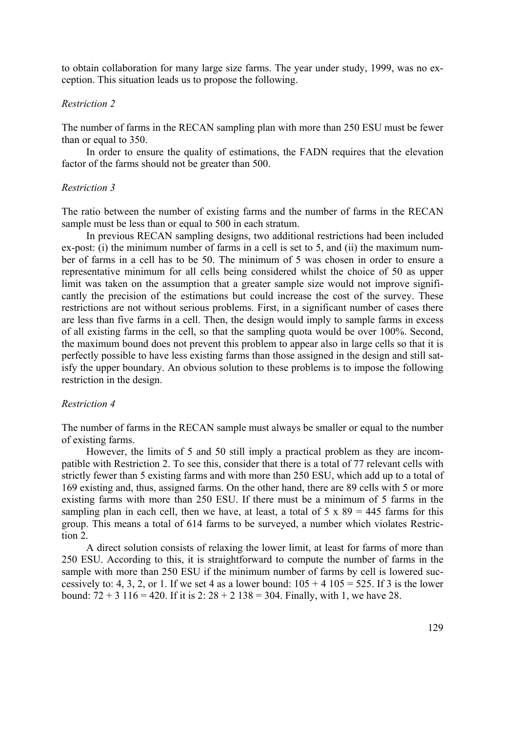to obtain collaboration for many large size farms. The year under study, 1999, was no exception. This situation leads us to propose the following.

*Restriction 2*

The number of farms in the RECAN sampling plan with more than 250 ESU must be fewer than or equal to 350.

In order to ensure the quality of estimations, the FADN requires that the elevation factor of the farms should not be greater than 500.

*Restriction 3*

The ratio between the number of existing farms and the number of farms in the RECAN sample must be less than or equal to 500 in each stratum.

In previous RECAN sampling designs, two additional restrictions had been included ex-post: (i) the minimum number of farms in a cell is set to 5, and (ii) the maximum number of farms in a cell has to be 50. The minimum of 5 was chosen in order to ensure a representative minimum for all cells being considered whilst the choice of 50 as upper limit was taken on the assumption that a greater sample size would not improve significantly the precision of the estimations but could increase the cost of the survey. These restrictions are not without serious problems. First, in a significant number of cases there are less than five farms in a cell. Then, the design would imply to sample farms in excess of all existing farms in the cell, so that the sampling quota would be over 100%. Second, the maximum bound does not prevent this problem to appear also in large cells so that it is perfectly possible to have less existing farms than those assigned in the design and still satisfy the upper boundary. An obvious solution to these problems is to impose the following restriction in the design.

*Restriction 4*

The number of farms in the RECAN sample must always be smaller or equal to the number of existing farms.

However, the limits of 5 and 50 still imply a practical problem as they are incompatible with Restriction 2. To see this, consider that there is a total of 77 relevant cells with strictly fewer than 5 existing farms and with more than 250 ESU, which add up to a total of 169 existing and, thus, assigned farms. On the other hand, there are 89 cells with 5 or more existing farms with more than 250 ESU. If there must be a minimum of 5 farms in the sampling plan in each cell, then we have, at least, a total of 5 x 89 = 445 farms for this group. This means a total of 614 farms to be surveyed, a number which violates Restriction 2.

A direct solution consists of relaxing the lower limit, at least for farms of more than 250 ESU. According to this, it is straightforward to compute the number of farms in the sample with more than 250 ESU if the minimum number of farms by cell is lowered successively to: 4, 3, 2, or 1. If we set 4 as a lower bound: 105 + 4 105 = 525. If 3 is the lower bound: 72 + 3 116 = 420. If it is 2: 28 + 2 138 = 304. Finally, with 1, we have 28.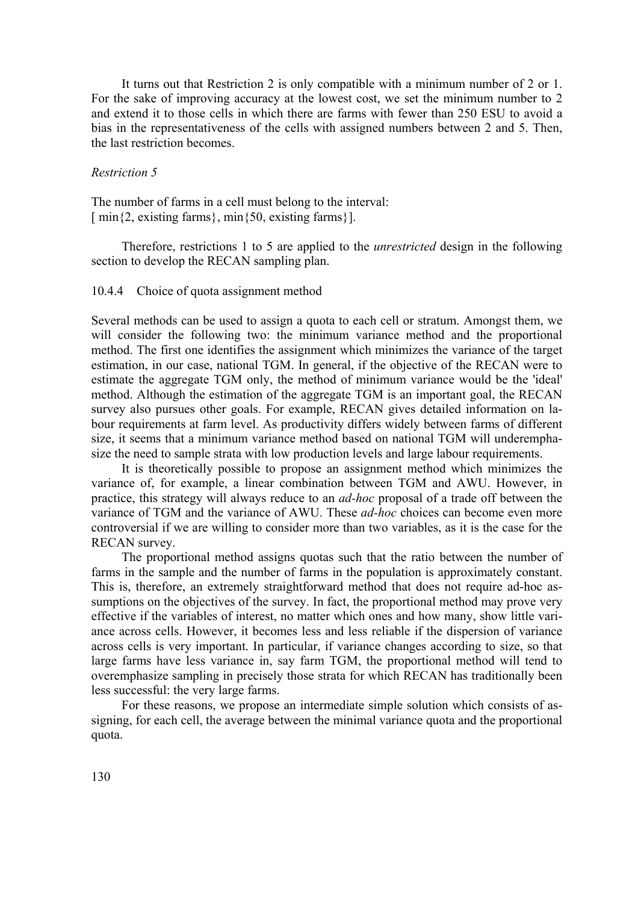It turns out that Restriction 2 is only compatible with a minimum number of 2 or 1. For the sake of improving accuracy at the lowest cost, we set the minimum number to 2 and extend it to those cells in which there are farms with fewer than 250 ESU to avoid a bias in the representativeness of the cells with assigned numbers between 2 and 5. Then, the last restriction becomes.

*Restriction 5*

The number of farms in a cell must belong to the interval:
[ min{2, existing farms}, min{50, existing farms}].

Therefore, restrictions 1 to 5 are applied to the *unrestricted* design in the following section to develop the RECAN sampling plan.

### 10.4.4 Choice of quota assignment method

Several methods can be used to assign a quota to each cell or stratum. Amongst them, we will consider the following two: the minimum variance method and the proportional method. The first one identifies the assignment which minimizes the variance of the target estimation, in our case, national TGM. In general, if the objective of the RECAN were to estimate the aggregate TGM only, the method of minimum variance would be the 'ideal' method. Although the estimation of the aggregate TGM is an important goal, the RECAN survey also pursues other goals. For example, RECAN gives detailed information on labour requirements at farm level. As productivity differs widely between farms of different size, it seems that a minimum variance method based on national TGM will underemphasize the need to sample strata with low production levels and large labour requirements.

It is theoretically possible to propose an assignment method which minimizes the variance of, for example, a linear combination between TGM and AWU. However, in practice, this strategy will always reduce to an *ad-hoc* proposal of a trade off between the variance of TGM and the variance of AWU. These *ad-hoc* choices can become even more controversial if we are willing to consider more than two variables, as it is the case for the RECAN survey.

The proportional method assigns quotas such that the ratio between the number of farms in the sample and the number of farms in the population is approximately constant. This is, therefore, an extremely straightforward method that does not require ad-hoc assumptions on the objectives of the survey. In fact, the proportional method may prove very effective if the variables of interest, no matter which ones and how many, show little variance across cells. However, it becomes less and less reliable if the dispersion of variance across cells is very important. In particular, if variance changes according to size, so that large farms have less variance in, say farm TGM, the proportional method will tend to overemphasize sampling in precisely those strata for which RECAN has traditionally been less successful: the very large farms.

For these reasons, we propose an intermediate simple solution which consists of assigning, for each cell, the average between the minimal variance quota and the proportional quota.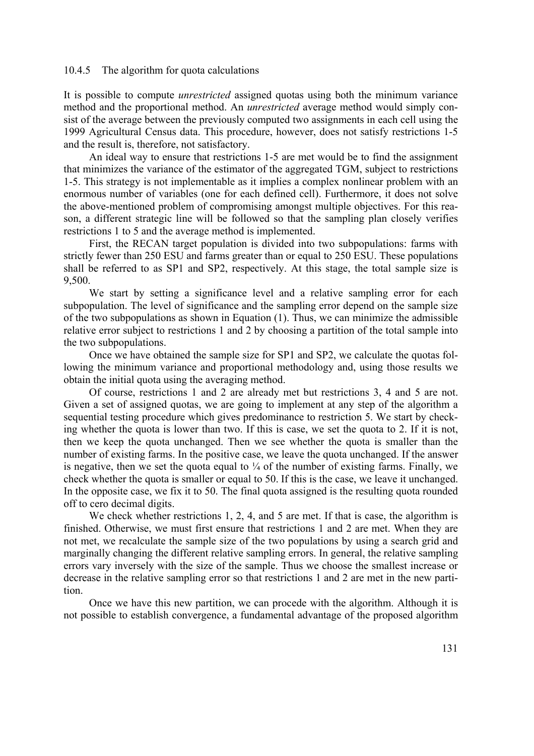### 10.4.5 The algorithm for quota calculations

It is possible to compute *unrestricted* assigned quotas using both the minimum variance method and the proportional method. An *unrestricted* average method would simply consist of the average between the previously computed two assignments in each cell using the 1999 Agricultural Census data. This procedure, however, does not satisfy restrictions 1-5 and the result is, therefore, not satisfactory.

An ideal way to ensure that restrictions 1-5 are met would be to find the assignment that minimizes the variance of the estimator of the aggregated TGM, subject to restrictions 1-5. This strategy is not implementable as it implies a complex nonlinear problem with an enormous number of variables (one for each defined cell). Furthermore, it does not solve the above-mentioned problem of compromising amongst multiple objectives. For this reason, a different strategic line will be followed so that the sampling plan closely verifies restrictions 1 to 5 and the average method is implemented.

First, the RECAN target population is divided into two subpopulations: farms with strictly fewer than 250 ESU and farms greater than or equal to 250 ESU. These populations shall be referred to as SP1 and SP2, respectively. At this stage, the total sample size is 9,500.

We start by setting a significance level and a relative sampling error for each subpopulation. The level of significance and the sampling error depend on the sample size of the two subpopulations as shown in Equation (1). Thus, we can minimize the admissible relative error subject to restrictions 1 and 2 by choosing a partition of the total sample into the two subpopulations.

Once we have obtained the sample size for SP1 and SP2, we calculate the quotas following the minimum variance and proportional methodology and, using those results we obtain the initial quota using the averaging method.

Of course, restrictions 1 and 2 are already met but restrictions 3, 4 and 5 are not. Given a set of assigned quotas, we are going to implement at any step of the algorithm a sequential testing procedure which gives predominance to restriction 5. We start by checking whether the quota is lower than two. If this is case, we set the quota to 2. If it is not, then we keep the quota unchanged. Then we see whether the quota is smaller than the number of existing farms. In the positive case, we leave the quota unchanged. If the answer is negative, then we set the quota equal to ¼ of the number of existing farms. Finally, we check whether the quota is smaller or equal to 50. If this is the case, we leave it unchanged. In the opposite case, we fix it to 50. The final quota assigned is the resulting quota rounded off to cero decimal digits.

We check whether restrictions 1, 2, 4, and 5 are met. If that is case, the algorithm is finished. Otherwise, we must first ensure that restrictions 1 and 2 are met. When they are not met, we recalculate the sample size of the two populations by using a search grid and marginally changing the different relative sampling errors. In general, the relative sampling errors vary inversely with the size of the sample. Thus we choose the smallest increase or decrease in the relative sampling error so that restrictions 1 and 2 are met in the new partition.

Once we have this new partition, we can procede with the algorithm. Although it is not possible to establish convergence, a fundamental advantage of the proposed algorithm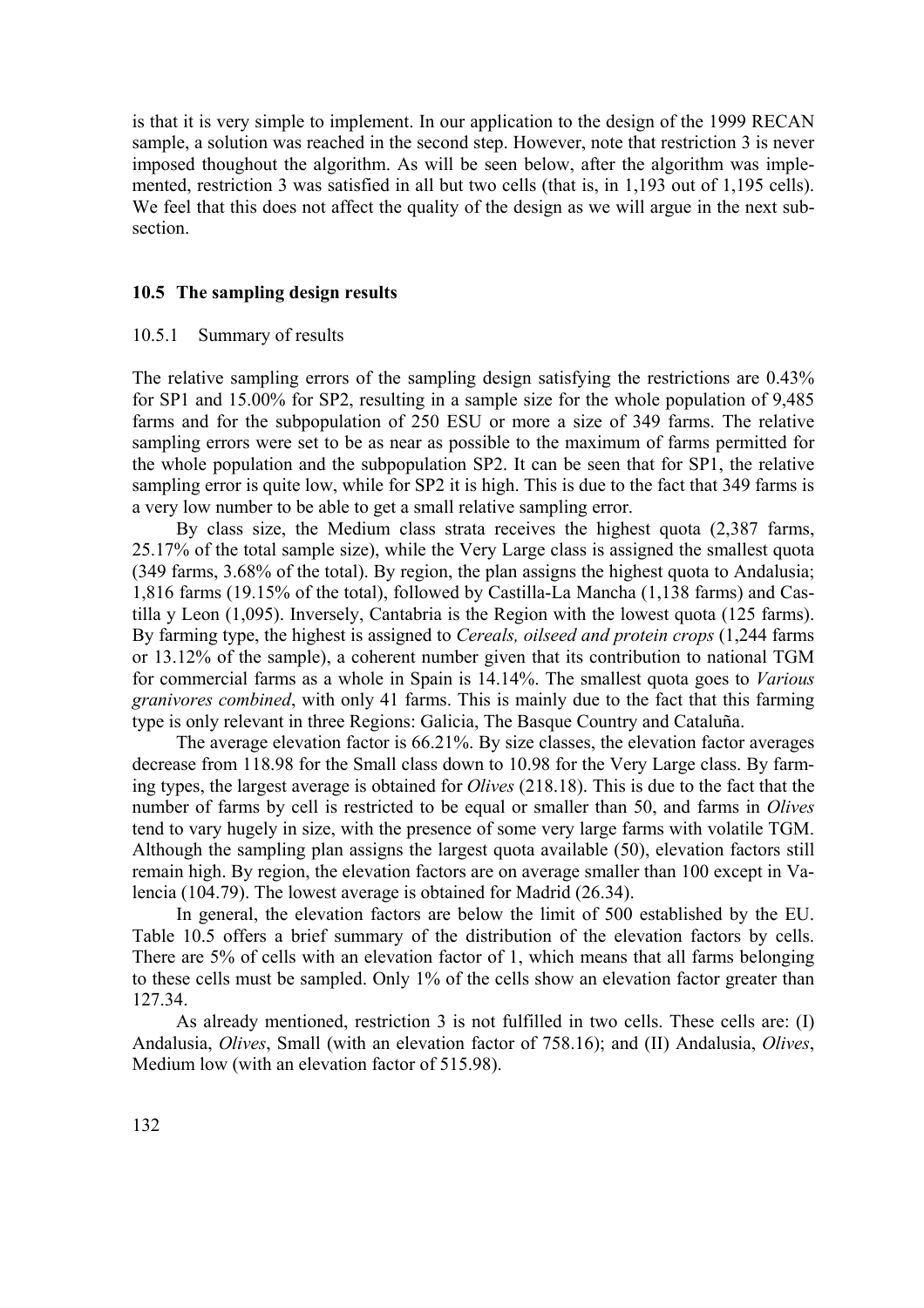is that it is very simple to implement. In our application to the design of the 1999 RECAN sample, a solution was reached in the second step. However, note that restriction 3 is never imposed thoughout the algorithm. As will be seen below, after the algorithm was implemented, restriction 3 was satisfied in all but two cells (that is, in 1,193 out of 1,195 cells). We feel that this does not affect the quality of the design as we will argue in the next subsection.

## 10.5 The sampling design results

### 10.5.1 Summary of results

The relative sampling errors of the sampling design satisfying the restrictions are 0.43% for SP1 and 15.00% for SP2, resulting in a sample size for the whole population of 9,485 farms and for the subpopulation of 250 ESU or more a size of 349 farms. The relative sampling errors were set to be as near as possible to the maximum of farms permitted for the whole population and the subpopulation SP2. It can be seen that for SP1, the relative sampling error is quite low, while for SP2 it is high. This is due to the fact that 349 farms is a very low number to be able to get a small relative sampling error.

By class size, the Medium class strata receives the highest quota (2,387 farms, 25.17% of the total sample size), while the Very Large class is assigned the smallest quota (349 farms, 3.68% of the total). By region, the plan assigns the highest quota to Andalusia; 1,816 farms (19.15% of the total), followed by Castilla-La Mancha (1,138 farms) and Castilla y Leon (1,095). Inversely, Cantabria is the Region with the lowest quota (125 farms). By farming type, the highest is assigned to *Cereals, oilseed and protein crops* (1,244 farms or 13.12% of the sample), a coherent number given that its contribution to national TGM for commercial farms as a whole in Spain is 14.14%. The smallest quota goes to *Various granivores combined*, with only 41 farms. This is mainly due to the fact that this farming type is only relevant in three Regions: Galicia, The Basque Country and Cataluña.

The average elevation factor is 66.21%. By size classes, the elevation factor averages decrease from 118.98 for the Small class down to 10.98 for the Very Large class. By farming types, the largest average is obtained for *Olives* (218.18). This is due to the fact that the number of farms by cell is restricted to be equal or smaller than 50, and farms in *Olives* tend to vary hugely in size, with the presence of some very large farms with volatile TGM. Although the sampling plan assigns the largest quota available (50), elevation factors still remain high. By region, the elevation factors are on average smaller than 100 except in Valencia (104.79). The lowest average is obtained for Madrid (26.34).

In general, the elevation factors are below the limit of 500 established by the EU. Table 10.5 offers a brief summary of the distribution of the elevation factors by cells. There are 5% of cells with an elevation factor of 1, which means that all farms belonging to these cells must be sampled. Only 1% of the cells show an elevation factor greater than 127.34.

As already mentioned, restriction 3 is not fulfilled in two cells. These cells are: (I) Andalusia, *Olives*, Small (with an elevation factor of 758.16); and (II) Andalusia, *Olives*, Medium low (with an elevation factor of 515.98).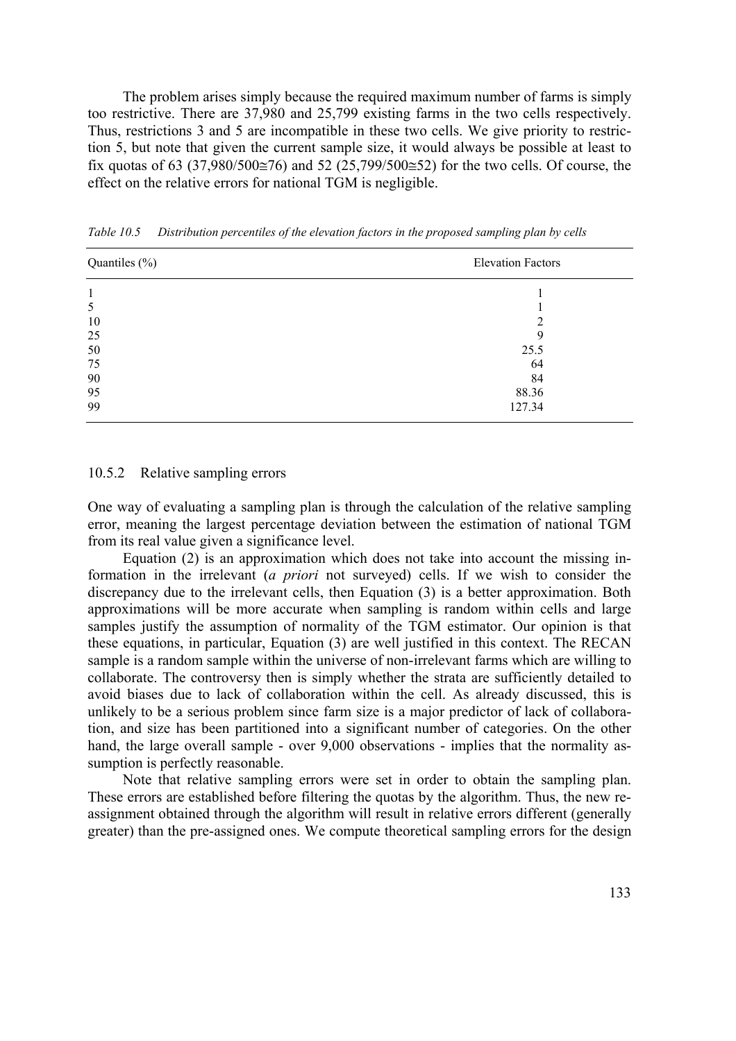The problem arises simply because the required maximum number of farms is simply too restrictive. There are 37,980 and 25,799 existing farms in the two cells respectively. Thus, restrictions 3 and 5 are incompatible in these two cells. We give priority to restriction 5, but note that given the current sample size, it would always be possible at least to fix quotas of 63 (37,980/500≅76) and 52 (25,799/500≅52) for the two cells. Of course, the effect on the relative errors for national TGM is negligible.

*Table 10.5 Distribution percentiles of the elevation factors in the proposed sampling plan by cells*

| Quantiles (%) | Elevation Factors |
|---|---|
| 1 | 1 |
| 5 | 1 |
| 10 | 2 |
| 25 | 9 |
| 50 | 25.5 |
| 75 | 64 |
| 90 | 84 |
| 95 | 88.36 |
| 99 | 127.34 |

### 10.5.2 Relative sampling errors

One way of evaluating a sampling plan is through the calculation of the relative sampling error, meaning the largest percentage deviation between the estimation of national TGM from its real value given a significance level.

Equation (2) is an approximation which does not take into account the missing information in the irrelevant (*a priori* not surveyed) cells. If we wish to consider the discrepancy due to the irrelevant cells, then Equation (3) is a better approximation. Both approximations will be more accurate when sampling is random within cells and large samples justify the assumption of normality of the TGM estimator. Our opinion is that these equations, in particular, Equation (3) are well justified in this context. The RECAN sample is a random sample within the universe of non-irrelevant farms which are willing to collaborate. The controversy then is simply whether the strata are sufficiently detailed to avoid biases due to lack of collaboration within the cell. As already discussed, this is unlikely to be a serious problem since farm size is a major predictor of lack of collaboration, and size has been partitioned into a significant number of categories. On the other hand, the large overall sample - over 9,000 observations - implies that the normality assumption is perfectly reasonable.

Note that relative sampling errors were set in order to obtain the sampling plan. These errors are established before filtering the quotas by the algorithm. Thus, the new reassignment obtained through the algorithm will result in relative errors different (generally greater) than the pre-assigned ones. We compute theoretical sampling errors for the design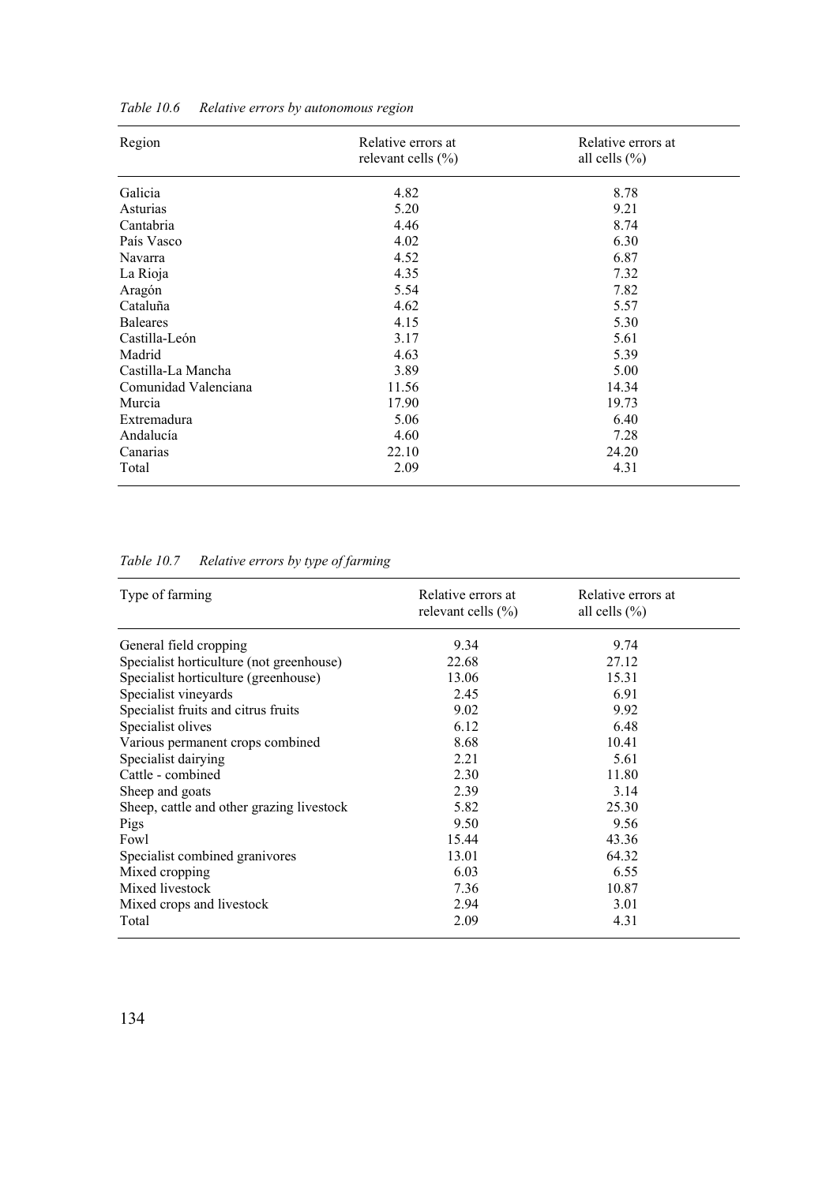*Table 10.6 Relative errors by autonomous region*

| Region | Relative errors at relevant cells (%) | Relative errors at all cells (%) |
|---|---|---|
| Galicia | 4.82 | 8.78 |
| Asturias | 5.20 | 9.21 |
| Cantabria | 4.46 | 8.74 |
| País Vasco | 4.02 | 6.30 |
| Navarra | 4.52 | 6.87 |
| La Rioja | 4.35 | 7.32 |
| Aragón | 5.54 | 7.82 |
| Cataluña | 4.62 | 5.57 |
| Baleares | 4.15 | 5.30 |
| Castilla-León | 3.17 | 5.61 |
| Madrid | 4.63 | 5.39 |
| Castilla-La Mancha | 3.89 | 5.00 |
| Comunidad Valenciana | 11.56 | 14.34 |
| Murcia | 17.90 | 19.73 |
| Extremadura | 5.06 | 6.40 |
| Andalucía | 4.60 | 7.28 |
| Canarias | 22.10 | 24.20 |
| Total | 2.09 | 4.31 |

*Table 10.7 Relative errors by type of farming*

| Type of farming | Relative errors at relevant cells (%) | Relative errors at all cells (%) |
|---|---|---|
| General field cropping | 9.34 | 9.74 |
| Specialist horticulture (not greenhouse) | 22.68 | 27.12 |
| Specialist horticulture (greenhouse) | 13.06 | 15.31 |
| Specialist vineyards | 2.45 | 6.91 |
| Specialist fruits and citrus fruits | 9.02 | 9.92 |
| Specialist olives | 6.12 | 6.48 |
| Various permanent crops combined | 8.68 | 10.41 |
| Specialist dairying | 2.21 | 5.61 |
| Cattle - combined | 2.30 | 11.80 |
| Sheep and goats | 2.39 | 3.14 |
| Sheep, cattle and other grazing livestock | 5.82 | 25.30 |
| Pigs | 9.50 | 9.56 |
| Fowl | 15.44 | 43.36 |
| Specialist combined granivores | 13.01 | 64.32 |
| Mixed cropping | 6.03 | 6.55 |
| Mixed livestock | 7.36 | 10.87 |
| Mixed crops and livestock | 2.94 | 3.01 |
| Total | 2.09 | 4.31 |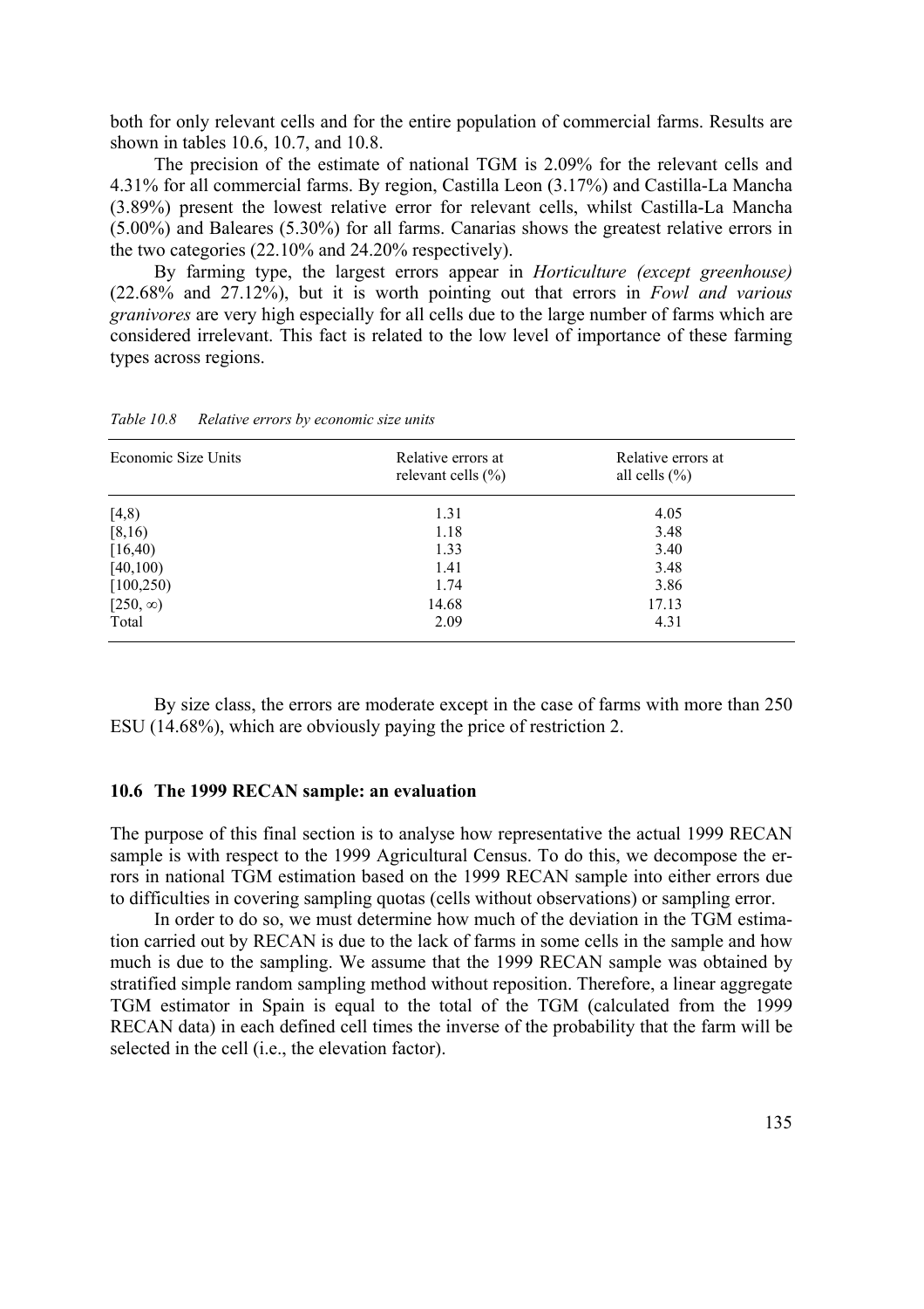both for only relevant cells and for the entire population of commercial farms. Results are shown in tables 10.6, 10.7, and 10.8.

The precision of the estimate of national TGM is 2.09% for the relevant cells and 4.31% for all commercial farms. By region, Castilla Leon (3.17%) and Castilla-La Mancha (3.89%) present the lowest relative error for relevant cells, whilst Castilla-La Mancha (5.00%) and Baleares (5.30%) for all farms. Canarias shows the greatest relative errors in the two categories (22.10% and 24.20% respectively).

By farming type, the largest errors appear in *Horticulture (except greenhouse)* (22.68% and 27.12%), but it is worth pointing out that errors in *Fowl and various granivores* are very high especially for all cells due to the large number of farms which are considered irrelevant. This fact is related to the low level of importance of these farming types across regions.

*Table 10.8 Relative errors by economic size units*

| Economic Size Units | Relative errors at relevant cells (%) | Relative errors at all cells (%) |
|---|---|---|
| [4,8) | 1.31 | 4.05 |
| [8,16) | 1.18 | 3.48 |
| [16,40) | 1.33 | 3.40 |
| [40,100) | 1.41 | 3.48 |
| [100,250) | 1.74 | 3.86 |
| $[250, \infty)$ | 14.68 | 17.13 |
| Total | 2.09 | 4.31 |

By size class, the errors are moderate except in the case of farms with more than 250 ESU (14.68%), which are obviously paying the price of restriction 2.

### 10.6 The 1999 RECAN sample: an evaluation

The purpose of this final section is to analyse how representative the actual 1999 RECAN sample is with respect to the 1999 Agricultural Census. To do this, we decompose the errors in national TGM estimation based on the 1999 RECAN sample into either errors due to difficulties in covering sampling quotas (cells without observations) or sampling error.

In order to do so, we must determine how much of the deviation in the TGM estimation carried out by RECAN is due to the lack of farms in some cells in the sample and how much is due to the sampling. We assume that the 1999 RECAN sample was obtained by stratified simple random sampling method without reposition. Therefore, a linear aggregate TGM estimator in Spain is equal to the total of the TGM (calculated from the 1999 RECAN data) in each defined cell times the inverse of the probability that the farm will be selected in the cell (i.e., the elevation factor).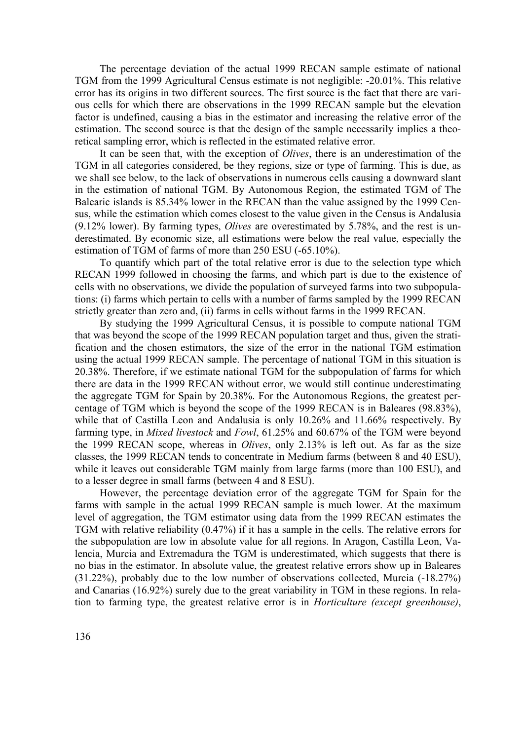The percentage deviation of the actual 1999 RECAN sample estimate of national TGM from the 1999 Agricultural Census estimate is not negligible: -20.01%. This relative error has its origins in two different sources. The first source is the fact that there are various cells for which there are observations in the 1999 RECAN sample but the elevation factor is undefined, causing a bias in the estimator and increasing the relative error of the estimation. The second source is that the design of the sample necessarily implies a theoretical sampling error, which is reflected in the estimated relative error.

It can be seen that, with the exception of *Olives*, there is an underestimation of the TGM in all categories considered, be they regions, size or type of farming. This is due, as we shall see below, to the lack of observations in numerous cells causing a downward slant in the estimation of national TGM. By Autonomous Region, the estimated TGM of The Balearic islands is 85.34% lower in the RECAN than the value assigned by the 1999 Census, while the estimation which comes closest to the value given in the Census is Andalusia (9.12% lower). By farming types, *Olives* are overestimated by 5.78%, and the rest is underestimated. By economic size, all estimations were below the real value, especially the estimation of TGM of farms of more than 250 ESU (-65.10%).

To quantify which part of the total relative error is due to the selection type which RECAN 1999 followed in choosing the farms, and which part is due to the existence of cells with no observations, we divide the population of surveyed farms into two subpopulations: (i) farms which pertain to cells with a number of farms sampled by the 1999 RECAN strictly greater than zero and, (ii) farms in cells without farms in the 1999 RECAN.

By studying the 1999 Agricultural Census, it is possible to compute national TGM that was beyond the scope of the 1999 RECAN population target and thus, given the stratification and the chosen estimators, the size of the error in the national TGM estimation using the actual 1999 RECAN sample. The percentage of national TGM in this situation is 20.38%. Therefore, if we estimate national TGM for the subpopulation of farms for which there are data in the 1999 RECAN without error, we would still continue underestimating the aggregate TGM for Spain by 20.38%. For the Autonomous Regions, the greatest percentage of TGM which is beyond the scope of the 1999 RECAN is in Baleares (98.83%), while that of Castilla Leon and Andalusia is only 10.26% and 11.66% respectively. By farming type, in *Mixed livestock* and *Fowl*, 61.25% and 60.67% of the TGM were beyond the 1999 RECAN scope, whereas in *Olives*, only 2.13% is left out. As far as the size classes, the 1999 RECAN tends to concentrate in Medium farms (between 8 and 40 ESU), while it leaves out considerable TGM mainly from large farms (more than 100 ESU), and to a lesser degree in small farms (between 4 and 8 ESU).

However, the percentage deviation error of the aggregate TGM for Spain for the farms with sample in the actual 1999 RECAN sample is much lower. At the maximum level of aggregation, the TGM estimator using data from the 1999 RECAN estimates the TGM with relative reliability (0.47%) if it has a sample in the cells. The relative errors for the subpopulation are low in absolute value for all regions. In Aragon, Castilla Leon, Valencia, Murcia and Extremadura the TGM is underestimated, which suggests that there is no bias in the estimator. In absolute value, the greatest relative errors show up in Baleares (31.22%), probably due to the low number of observations collected, Murcia (-18.27%) and Canarias (16.92%) surely due to the great variability in TGM in these regions. In relation to farming type, the greatest relative error is in *Horticulture (except greenhouse)*,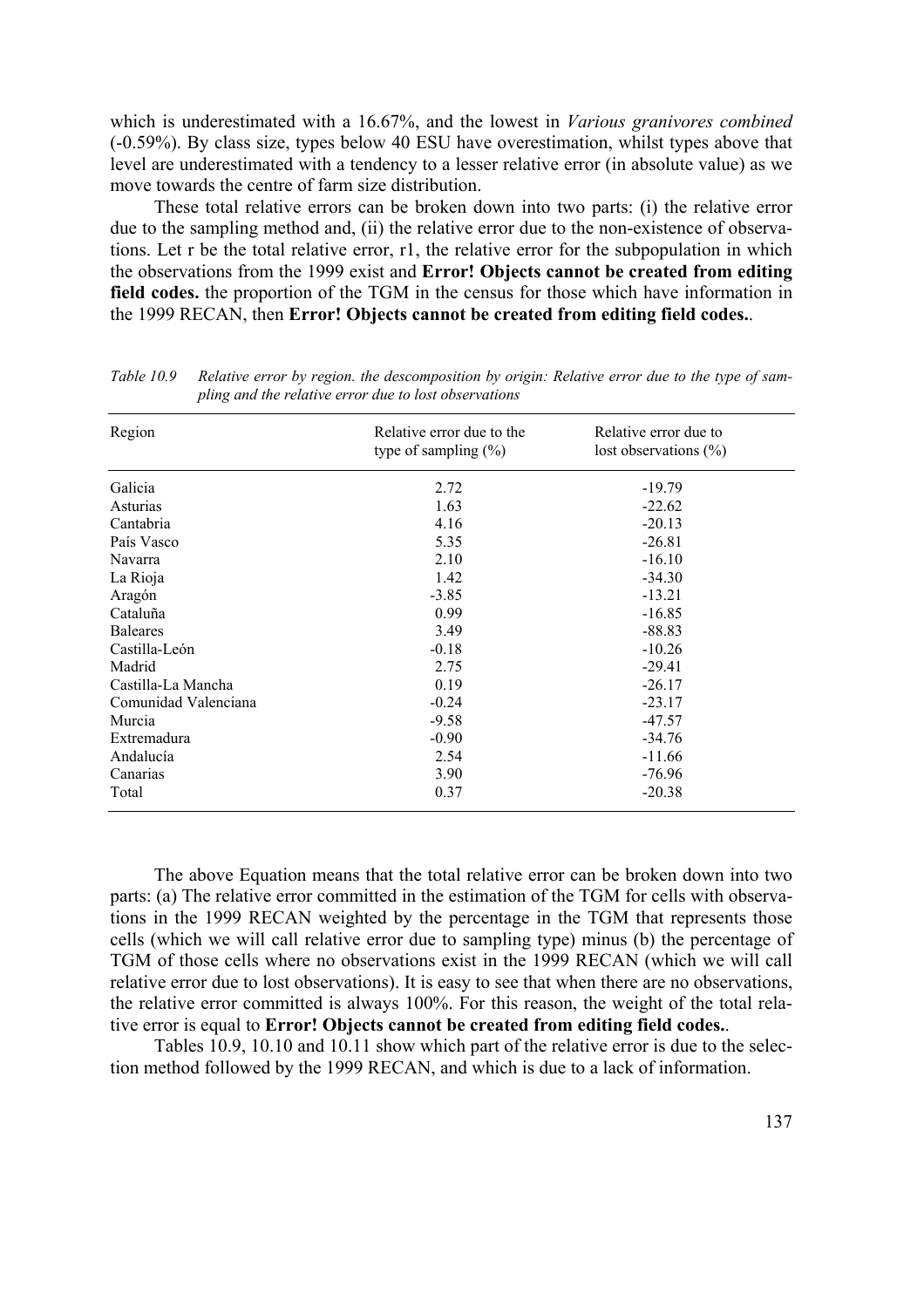which is underestimated with a 16.67%, and the lowest in *Various granivores combined* (-0.59%). By class size, types below 40 ESU have overestimation, whilst types above that level are underestimated with a tendency to a lesser relative error (in absolute value) as we move towards the centre of farm size distribution.

These total relative errors can be broken down into two parts: (i) the relative error due to the sampling method and, (ii) the relative error due to the non-existence of observations. Let r be the total relative error, r1, the relative error for the subpopulation in which the observations from the 1999 exist and **Error! Objects cannot be created from editing field codes.** the proportion of the TGM in the census for those which have information in the 1999 RECAN, then **Error! Objects cannot be created from editing field codes.**.

*Table 10.9 Relative error by region. the descomposition by origin: Relative error due to the type of sampling and the relative error due to lost observations*

| Region | Relative error due to the type of sampling (%) | Relative error due to lost observations (%) |
|---|---|---|
| Galicia | 2.72 | -19.79 |
| Asturias | 1.63 | -22.62 |
| Cantabria | 4.16 | -20.13 |
| País Vasco | 5.35 | -26.81 |
| Navarra | 2.10 | -16.10 |
| La Rioja | 1.42 | -34.30 |
| Aragón | -3.85 | -13.21 |
| Cataluña | 0.99 | -16.85 |
| Baleares | 3.49 | -88.83 |
| Castilla-León | -0.18 | -10.26 |
| Madrid | 2.75 | -29.41 |
| Castilla-La Mancha | 0.19 | -26.17 |
| Comunidad Valenciana | -0.24 | -23.17 |
| Murcia | -9.58 | -47.57 |
| Extremadura | -0.90 | -34.76 |
| Andalucía | 2.54 | -11.66 |
| Canarias | 3.90 | -76.96 |
| Total | 0.37 | -20.38 |

The above Equation means that the total relative error can be broken down into two parts: (a) The relative error committed in the estimation of the TGM for cells with observations in the 1999 RECAN weighted by the percentage in the TGM that represents those cells (which we will call relative error due to sampling type) minus (b) the percentage of TGM of those cells where no observations exist in the 1999 RECAN (which we will call relative error due to lost observations). It is easy to see that when there are no observations, the relative error committed is always 100%. For this reason, the weight of the total relative error is equal to **Error! Objects cannot be created from editing field codes.**.

Tables 10.9, 10.10 and 10.11 show which part of the relative error is due to the selection method followed by the 1999 RECAN, and which is due to a lack of information.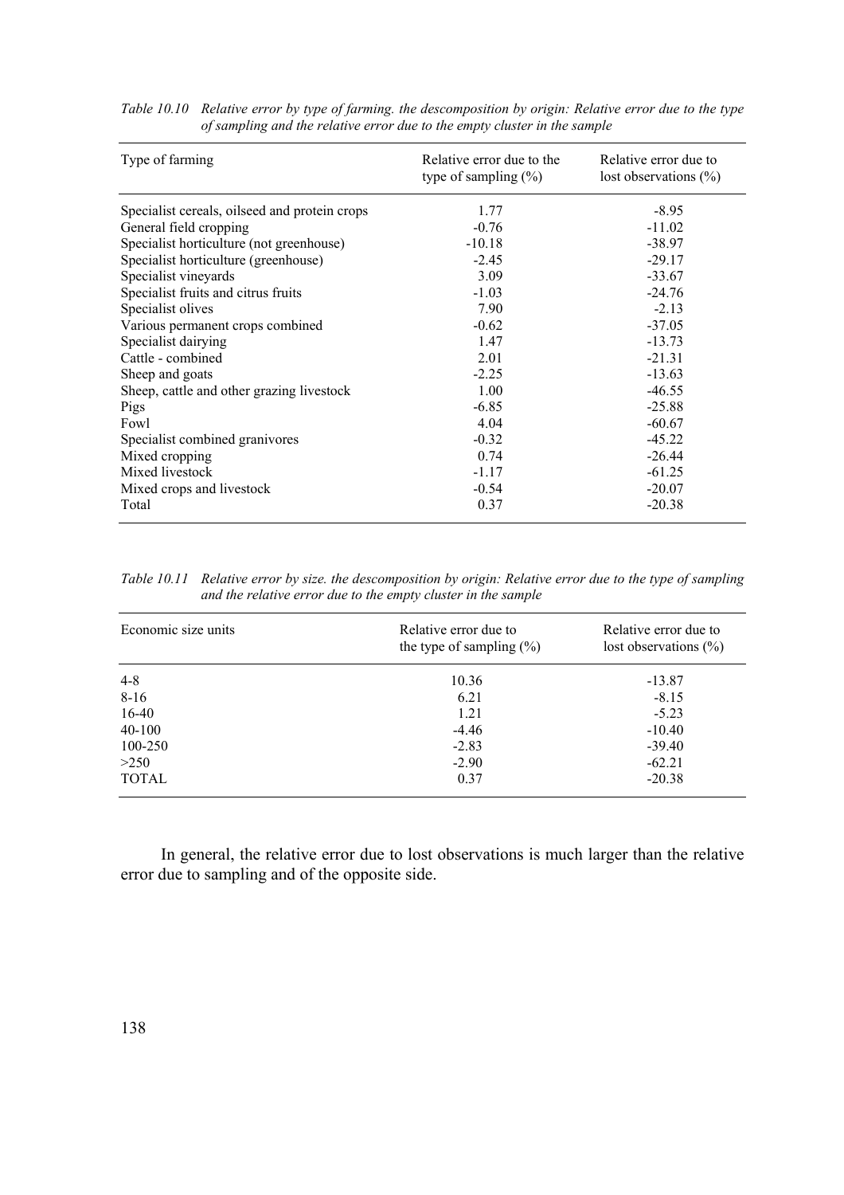*Table 10.10 Relative error by type of farming. the descomposition by origin: Relative error due to the type of sampling and the relative error due to the empty cluster in the sample*

| Type of farming | Relative error due to the type of sampling (%) | Relative error due to lost observations (%) |
|---|---|---|
| Specialist cereals, oilseed and protein crops | 1.77 | -8.95 |
| General field cropping | -0.76 | -11.02 |
| Specialist horticulture (not greenhouse) | -10.18 | -38.97 |
| Specialist horticulture (greenhouse) | -2.45 | -29.17 |
| Specialist vineyards | 3.09 | -33.67 |
| Specialist fruits and citrus fruits | -1.03 | -24.76 |
| Specialist olives | 7.90 | -2.13 |
| Various permanent crops combined | -0.62 | -37.05 |
| Specialist dairying | 1.47 | -13.73 |
| Cattle - combined | 2.01 | -21.31 |
| Sheep and goats | -2.25 | -13.63 |
| Sheep, cattle and other grazing livestock | 1.00 | -46.55 |
| Pigs | -6.85 | -25.88 |
| Fowl | 4.04 | -60.67 |
| Specialist combined granivores | -0.32 | -45.22 |
| Mixed cropping | 0.74 | -26.44 |
| Mixed livestock | -1.17 | -61.25 |
| Mixed crops and livestock | -0.54 | -20.07 |
| Total | 0.37 | -20.38 |

*Table 10.11 Relative error by size. the descomposition by origin: Relative error due to the type of sampling and the relative error due to the empty cluster in the sample*

| Economic size units | Relative error due to the type of sampling (%) | Relative error due to lost observations (%) |
|---|---|---|
| 4-8 | 10.36 | -13.87 |
| 8-16 | 6.21 | -8.15 |
| 16-40 | 1.21 | -5.23 |
| 40-100 | -4.46 | -10.40 |
| 100-250 | -2.83 | -39.40 |
| >250 | -2.90 | -62.21 |
| TOTAL | 0.37 | -20.38 |

In general, the relative error due to lost observations is much larger than the relative error due to sampling and of the opposite side.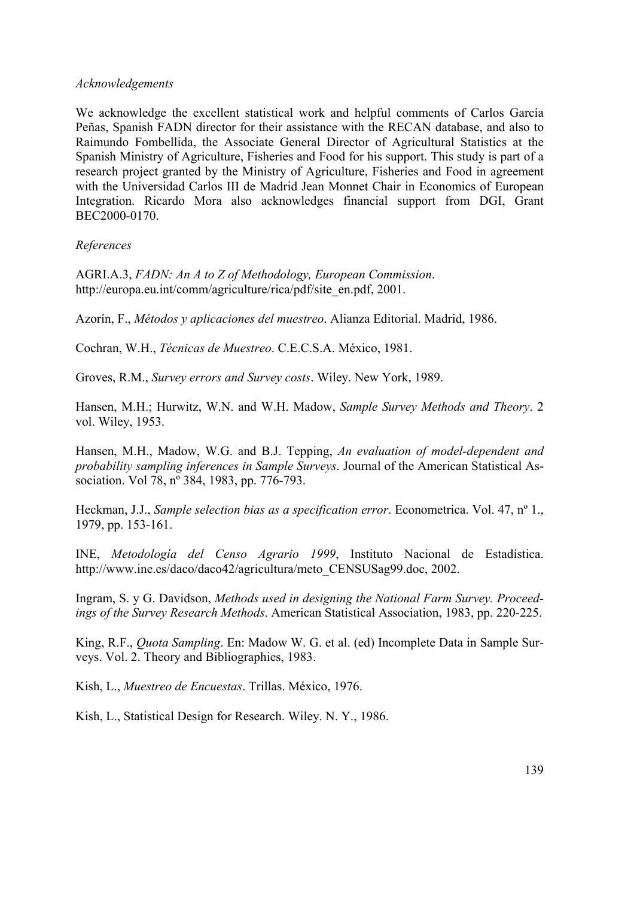*Acknowledgements*

We acknowledge the excellent statistical work and helpful comments of Carlos García Peñas, Spanish FADN director for their assistance with the RECAN database, and also to Raimundo Fombellida, the Associate General Director of Agricultural Statistics at the Spanish Ministry of Agriculture, Fisheries and Food for his support. This study is part of a research project granted by the Ministry of Agriculture, Fisheries and Food in agreement with the Universidad Carlos III de Madrid Jean Monnet Chair in Economics of European Integration. Ricardo Mora also acknowledges financial support from DGI, Grant BEC2000-0170.

*References*

AGRI.A.3, *FADN: An A to Z of Methodology, European Commission*. http://europa.eu.int/comm/agriculture/rica/pdf/site_en.pdf, 2001.

Azorín, F., *Métodos y aplicaciones del muestreo*. Alianza Editorial. Madrid, 1986.

Cochran, W.H., *Técnicas de Muestreo*. C.E.C.S.A. México, 1981.

Groves, R.M., *Survey errors and Survey costs*. Wiley. New York, 1989.

Hansen, M.H.; Hurwitz, W.N. and W.H. Madow, *Sample Survey Methods and Theory*. 2 vol. Wiley, 1953.

Hansen, M.H., Madow, W.G. and B.J. Tepping, *An evaluation of model-dependent and probability sampling inferences in Sample Surveys*. Journal of the American Statistical Association. Vol 78, nº 384, 1983, pp. 776-793.

Heckman, J.J., *Sample selection bias as a specification error*. Econometrica. Vol. 47, nº 1., 1979, pp. 153-161.

INE, *Metodología del Censo Agrario 1999*, Instituto Nacional de Estadística. http://www.ine.es/daco/daco42/agricultura/meto_CENSUSag99.doc, 2002.

Ingram, S. y G. Davidson, *Methods used in designing the National Farm Survey. Proceedings of the Survey Research Methods*. American Statistical Association, 1983, pp. 220-225.

King, R.F., *Quota Sampling*. En: Madow W. G. et al. (ed) Incomplete Data in Sample Surveys. Vol. 2. Theory and Bibliographies, 1983.

Kish, L., *Muestreo de Encuestas*. Trillas. México, 1976.

Kish, L., Statistical Design for Research. Wiley. N. Y., 1986.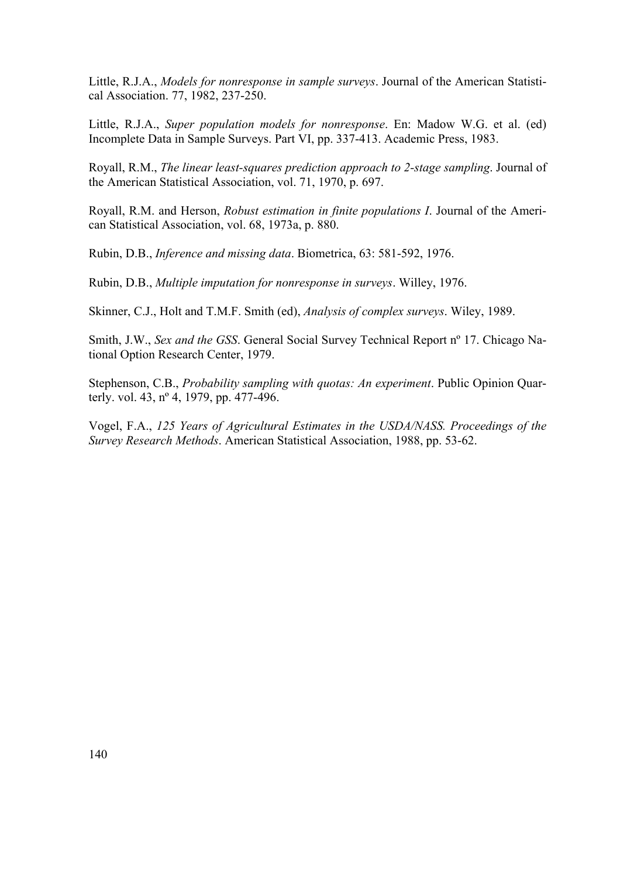Little, R.J.A., *Models for nonresponse in sample surveys*. Journal of the American Statistical Association. 77, 1982, 237-250.

Little, R.J.A., *Super population models for nonresponse*. En: Madow W.G. et al. (ed) Incomplete Data in Sample Surveys. Part VI, pp. 337-413. Academic Press, 1983.

Royall, R.M., *The linear least-squares prediction approach to 2-stage sampling*. Journal of the American Statistical Association, vol. 71, 1970, p. 697.

Royall, R.M. and Herson, *Robust estimation in finite populations I*. Journal of the American Statistical Association, vol. 68, 1973a, p. 880.

Rubin, D.B., *Inference and missing data*. Biometrica, 63: 581-592, 1976.

Rubin, D.B., *Multiple imputation for nonresponse in surveys*. Willey, 1976.

Skinner, C.J., Holt and T.M.F. Smith (ed), *Analysis of complex surveys*. Wiley, 1989.

Smith, J.W., *Sex and the GSS*. General Social Survey Technical Report nº 17. Chicago National Option Research Center, 1979.

Stephenson, C.B., *Probability sampling with quotas: An experiment*. Public Opinion Quarterly. vol. 43, nº 4, 1979, pp. 477-496.

Vogel, F.A., *125 Years of Agricultural Estimates in the USDA/NASS. Proceedings of the Survey Research Methods*. American Statistical Association, 1988, pp. 53-62.